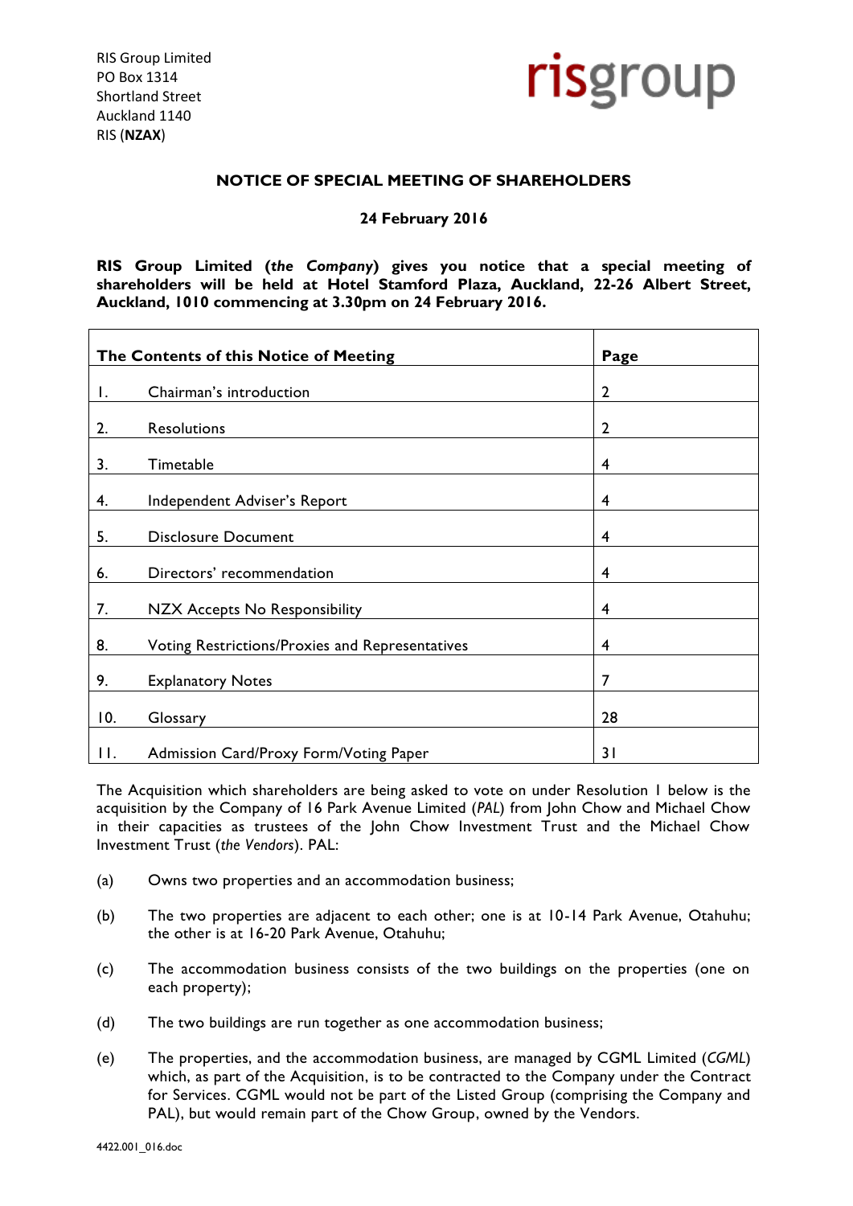RIS Group Limited
PO Box 1314
Shortland Street
Auckland 1140
RIS (**NZAX**)

risgroup

# NOTICE OF SPECIAL MEETING OF SHAREHOLDERS

**24 February 2016**

**RIS Group Limited (*the Company*) gives you notice that a special meeting of shareholders will be held at Hotel Stamford Plaza, Auckland, 22-26 Albert Street, Auckland, 1010 commencing at 3.30pm on 24 February 2016.**

| The Contents of this Notice of Meeting | | Page |
|---|---|---|
| 1. | Chairman's introduction | 2 |
| 2. | Resolutions | 2 |
| 3. | Timetable | 4 |
| 4. | Independent Adviser's Report | 4 |
| 5. | Disclosure Document | 4 |
| 6. | Directors' recommendation | 4 |
| 7. | NZX Accepts No Responsibility | 4 |
| 8. | Voting Restrictions/Proxies and Representatives | 4 |
| 9. | Explanatory Notes | 7 |
| 10. | Glossary | 28 |
| 11. | Admission Card/Proxy Form/Voting Paper | 31 |

The Acquisition which shareholders are being asked to vote on under Resolution 1 below is the acquisition by the Company of 16 Park Avenue Limited (*PAL*) from John Chow and Michael Chow in their capacities as trustees of the John Chow Investment Trust and the Michael Chow Investment Trust (*the Vendors*). PAL:

(a) Owns two properties and an accommodation business;

(b) The two properties are adjacent to each other; one is at 10-14 Park Avenue, Otahuhu; the other is at 16-20 Park Avenue, Otahuhu;

(c) The accommodation business consists of the two buildings on the properties (one on each property);

(d) The two buildings are run together as one accommodation business;

(e) The properties, and the accommodation business, are managed by CGML Limited (*CGML*) which, as part of the Acquisition, is to be contracted to the Company under the Contract for Services. CGML would not be part of the Listed Group (comprising the Company and PAL), but would remain part of the Chow Group, owned by the Vendors.

4422.001_016.doc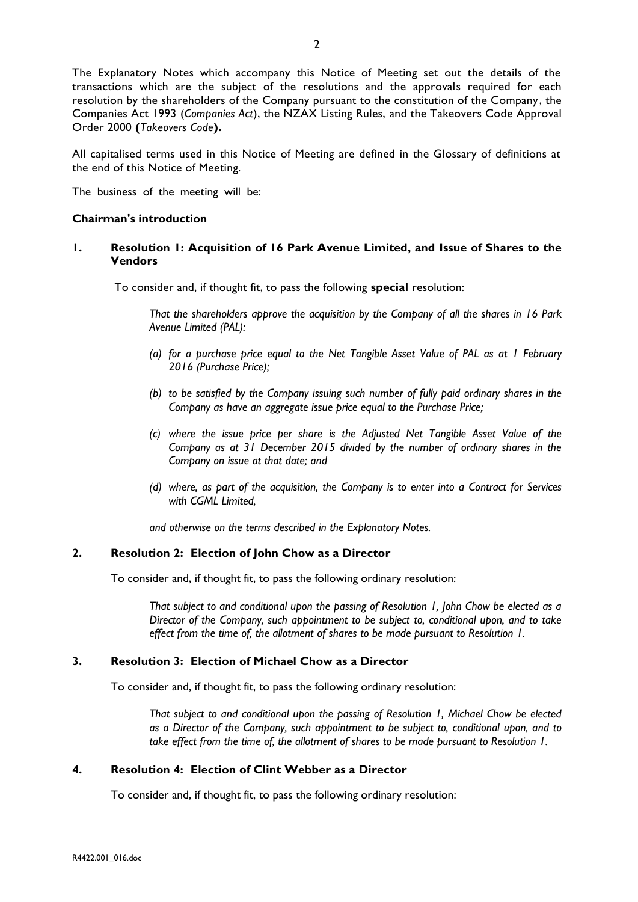The Explanatory Notes which accompany this Notice of Meeting set out the details of the transactions which are the subject of the resolutions and the approvals required for each resolution by the shareholders of the Company pursuant to the constitution of the Company, the Companies Act 1993 (*Companies Act*), the NZAX Listing Rules, and the Takeovers Code Approval Order 2000 **(***Takeovers Code***).**

All capitalised terms used in this Notice of Meeting are defined in the Glossary of definitions at the end of this Notice of Meeting.

The business of the meeting will be:

**Chairman's introduction**

## 1. Resolution 1: Acquisition of 16 Park Avenue Limited, and Issue of Shares to the Vendors

To consider and, if thought fit, to pass the following **special** resolution:

> *That the shareholders approve the acquisition by the Company of all the shares in 16 Park Avenue Limited (PAL):*
>
> *(a) for a purchase price equal to the Net Tangible Asset Value of PAL as at 1 February 2016 (Purchase Price);*
>
> *(b) to be satisfied by the Company issuing such number of fully paid ordinary shares in the Company as have an aggregate issue price equal to the Purchase Price;*
>
> *(c) where the issue price per share is the Adjusted Net Tangible Asset Value of the Company as at 31 December 2015 divided by the number of ordinary shares in the Company on issue at that date; and*
>
> *(d) where, as part of the acquisition, the Company is to enter into a Contract for Services with CGML Limited,*
>
> *and otherwise on the terms described in the Explanatory Notes.*

## 2. Resolution 2: Election of John Chow as a Director

To consider and, if thought fit, to pass the following ordinary resolution:

> *That subject to and conditional upon the passing of Resolution 1, John Chow be elected as a Director of the Company, such appointment to be subject to, conditional upon, and to take effect from the time of, the allotment of shares to be made pursuant to Resolution 1.*

## 3. Resolution 3: Election of Michael Chow as a Director

To consider and, if thought fit, to pass the following ordinary resolution:

> *That subject to and conditional upon the passing of Resolution 1, Michael Chow be elected as a Director of the Company, such appointment to be subject to, conditional upon, and to take effect from the time of, the allotment of shares to be made pursuant to Resolution 1.*

## 4. Resolution 4: Election of Clint Webber as a Director

To consider and, if thought fit, to pass the following ordinary resolution: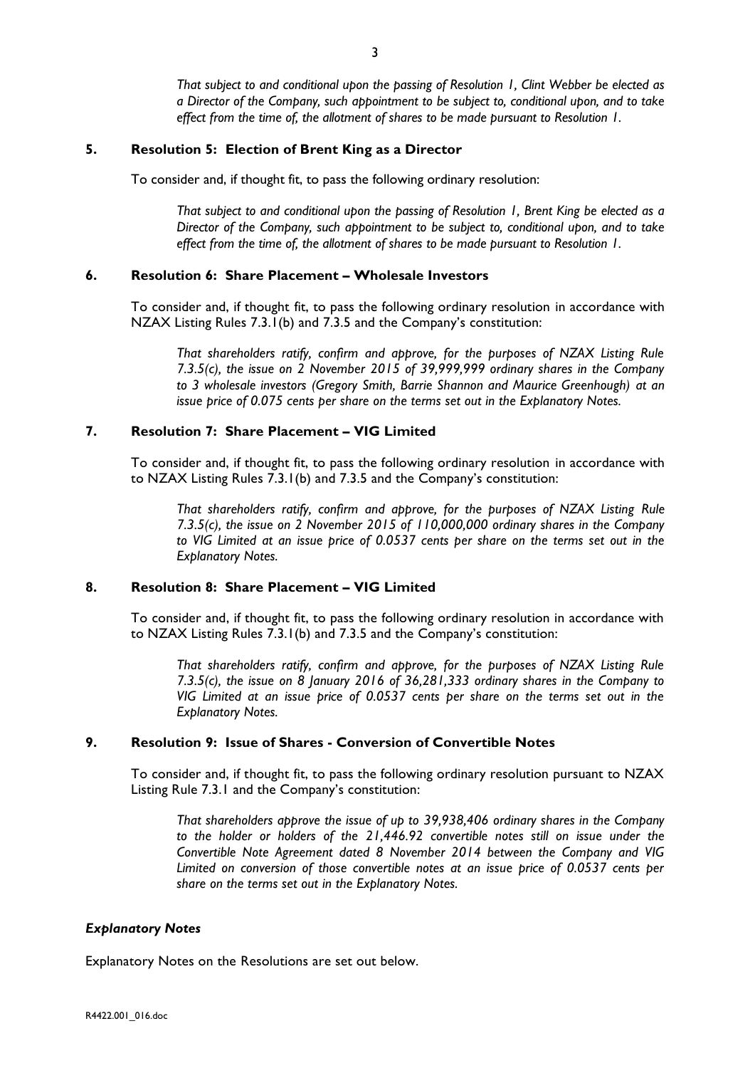*That subject to and conditional upon the passing of Resolution 1, Clint Webber be elected as a Director of the Company, such appointment to be subject to, conditional upon, and to take effect from the time of, the allotment of shares to be made pursuant to Resolution 1.*

### 5. Resolution 5: Election of Brent King as a Director

To consider and, if thought fit, to pass the following ordinary resolution:

*That subject to and conditional upon the passing of Resolution 1, Brent King be elected as a Director of the Company, such appointment to be subject to, conditional upon, and to take effect from the time of, the allotment of shares to be made pursuant to Resolution 1.*

### 6. Resolution 6: Share Placement – Wholesale Investors

To consider and, if thought fit, to pass the following ordinary resolution in accordance with NZAX Listing Rules 7.3.1(b) and 7.3.5 and the Company's constitution:

*That shareholders ratify, confirm and approve, for the purposes of NZAX Listing Rule 7.3.5(c), the issue on 2 November 2015 of 39,999,999 ordinary shares in the Company to 3 wholesale investors (Gregory Smith, Barrie Shannon and Maurice Greenhough) at an issue price of 0.075 cents per share on the terms set out in the Explanatory Notes.*

### 7. Resolution 7: Share Placement – VIG Limited

To consider and, if thought fit, to pass the following ordinary resolution in accordance with to NZAX Listing Rules 7.3.1(b) and 7.3.5 and the Company's constitution:

*That shareholders ratify, confirm and approve, for the purposes of NZAX Listing Rule 7.3.5(c), the issue on 2 November 2015 of 110,000,000 ordinary shares in the Company to VIG Limited at an issue price of 0.0537 cents per share on the terms set out in the Explanatory Notes.*

### 8. Resolution 8: Share Placement – VIG Limited

To consider and, if thought fit, to pass the following ordinary resolution in accordance with to NZAX Listing Rules 7.3.1(b) and 7.3.5 and the Company's constitution:

*That shareholders ratify, confirm and approve, for the purposes of NZAX Listing Rule 7.3.5(c), the issue on 8 January 2016 of 36,281,333 ordinary shares in the Company to VIG Limited at an issue price of 0.0537 cents per share on the terms set out in the Explanatory Notes.*

### 9. Resolution 9: Issue of Shares - Conversion of Convertible Notes

To consider and, if thought fit, to pass the following ordinary resolution pursuant to NZAX Listing Rule 7.3.1 and the Company's constitution:

*That shareholders approve the issue of up to 39,938,406 ordinary shares in the Company to the holder or holders of the 21,446.92 convertible notes still on issue under the Convertible Note Agreement dated 8 November 2014 between the Company and VIG Limited on conversion of those convertible notes at an issue price of 0.0537 cents per share on the terms set out in the Explanatory Notes.*

***Explanatory Notes***

Explanatory Notes on the Resolutions are set out below.

R4422.001_016.doc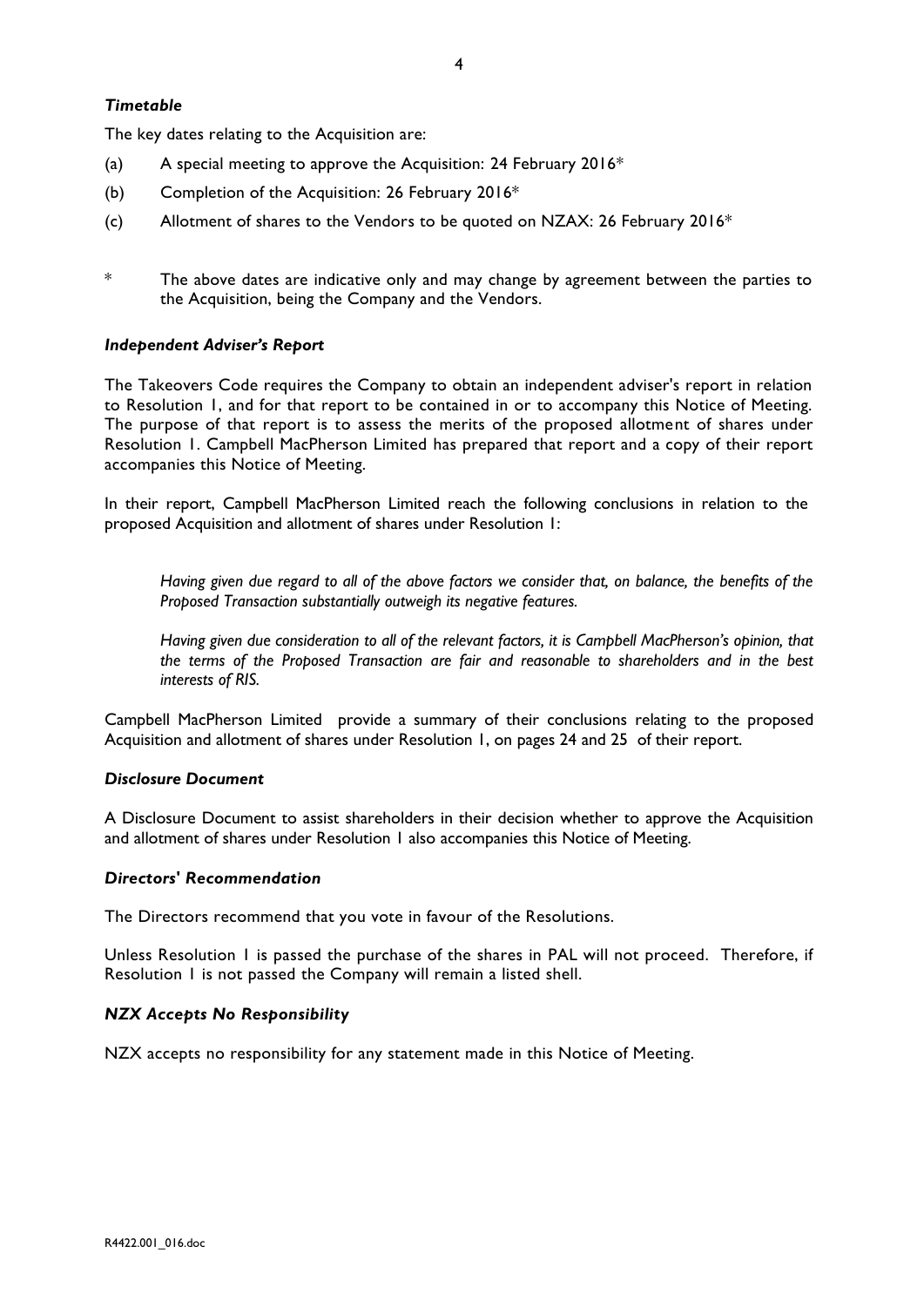### *Timetable*

The key dates relating to the Acquisition are:

(a) A special meeting to approve the Acquisition: 24 February 2016*

(b) Completion of the Acquisition: 26 February 2016*

(c) Allotment of shares to the Vendors to be quoted on NZAX: 26 February 2016*

\* The above dates are indicative only and may change by agreement between the parties to the Acquisition, being the Company and the Vendors.

### *Independent Adviser's Report*

The Takeovers Code requires the Company to obtain an independent adviser's report in relation to Resolution 1, and for that report to be contained in or to accompany this Notice of Meeting. The purpose of that report is to assess the merits of the proposed allotment of shares under Resolution 1. Campbell MacPherson Limited has prepared that report and a copy of their report accompanies this Notice of Meeting.

In their report, Campbell MacPherson Limited reach the following conclusions in relation to the proposed Acquisition and allotment of shares under Resolution 1:

> *Having given due regard to all of the above factors we consider that, on balance, the benefits of the Proposed Transaction substantially outweigh its negative features.*
>
> *Having given due consideration to all of the relevant factors, it is Campbell MacPherson's opinion, that the terms of the Proposed Transaction are fair and reasonable to shareholders and in the best interests of RIS.*

Campbell MacPherson Limited provide a summary of their conclusions relating to the proposed Acquisition and allotment of shares under Resolution 1, on pages 24 and 25 of their report.

### *Disclosure Document*

A Disclosure Document to assist shareholders in their decision whether to approve the Acquisition and allotment of shares under Resolution 1 also accompanies this Notice of Meeting.

### *Directors' Recommendation*

The Directors recommend that you vote in favour of the Resolutions.

Unless Resolution 1 is passed the purchase of the shares in PAL will not proceed. Therefore, if Resolution 1 is not passed the Company will remain a listed shell.

### *NZX Accepts No Responsibility*

NZX accepts no responsibility for any statement made in this Notice of Meeting.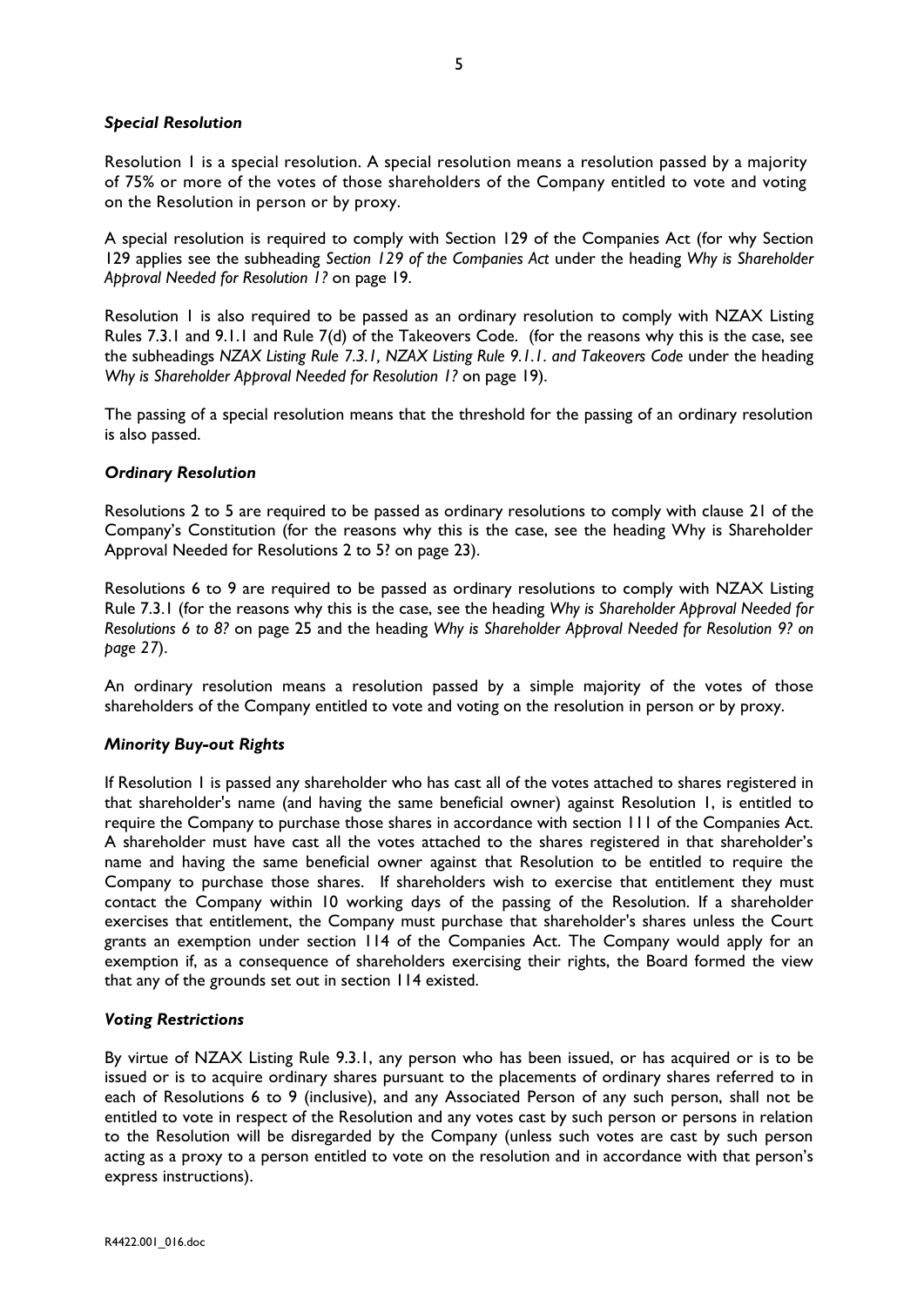### *Special Resolution*

Resolution 1 is a special resolution. A special resolution means a resolution passed by a majority of 75% or more of the votes of those shareholders of the Company entitled to vote and voting on the Resolution in person or by proxy.

A special resolution is required to comply with Section 129 of the Companies Act (for why Section 129 applies see the subheading *Section 129 of the Companies Act* under the heading *Why is Shareholder Approval Needed for Resolution 1?* on page 19.

Resolution 1 is also required to be passed as an ordinary resolution to comply with NZAX Listing Rules 7.3.1 and 9.1.1 and Rule 7(d) of the Takeovers Code. (for the reasons why this is the case, see the subheadings *NZAX Listing Rule 7.3.1, NZAX Listing Rule 9.1.1. and Takeovers Code* under the heading *Why is Shareholder Approval Needed for Resolution 1?* on page 19).

The passing of a special resolution means that the threshold for the passing of an ordinary resolution is also passed.

### *Ordinary Resolution*

Resolutions 2 to 5 are required to be passed as ordinary resolutions to comply with clause 21 of the Company's Constitution (for the reasons why this is the case, see the heading Why is Shareholder Approval Needed for Resolutions 2 to 5? on page 23).

Resolutions 6 to 9 are required to be passed as ordinary resolutions to comply with NZAX Listing Rule 7.3.1 (for the reasons why this is the case, see the heading *Why is Shareholder Approval Needed for Resolutions 6 to 8?* on page 25 and the heading *Why is Shareholder Approval Needed for Resolution 9? on page 27*).

An ordinary resolution means a resolution passed by a simple majority of the votes of those shareholders of the Company entitled to vote and voting on the resolution in person or by proxy.

### *Minority Buy-out Rights*

If Resolution 1 is passed any shareholder who has cast all of the votes attached to shares registered in that shareholder's name (and having the same beneficial owner) against Resolution 1, is entitled to require the Company to purchase those shares in accordance with section 111 of the Companies Act. A shareholder must have cast all the votes attached to the shares registered in that shareholder's name and having the same beneficial owner against that Resolution to be entitled to require the Company to purchase those shares. If shareholders wish to exercise that entitlement they must contact the Company within 10 working days of the passing of the Resolution. If a shareholder exercises that entitlement, the Company must purchase that shareholder's shares unless the Court grants an exemption under section 114 of the Companies Act. The Company would apply for an exemption if, as a consequence of shareholders exercising their rights, the Board formed the view that any of the grounds set out in section 114 existed.

### *Voting Restrictions*

By virtue of NZAX Listing Rule 9.3.1, any person who has been issued, or has acquired or is to be issued or is to acquire ordinary shares pursuant to the placements of ordinary shares referred to in each of Resolutions 6 to 9 (inclusive), and any Associated Person of any such person, shall not be entitled to vote in respect of the Resolution and any votes cast by such person or persons in relation to the Resolution will be disregarded by the Company (unless such votes are cast by such person acting as a proxy to a person entitled to vote on the resolution and in accordance with that person's express instructions).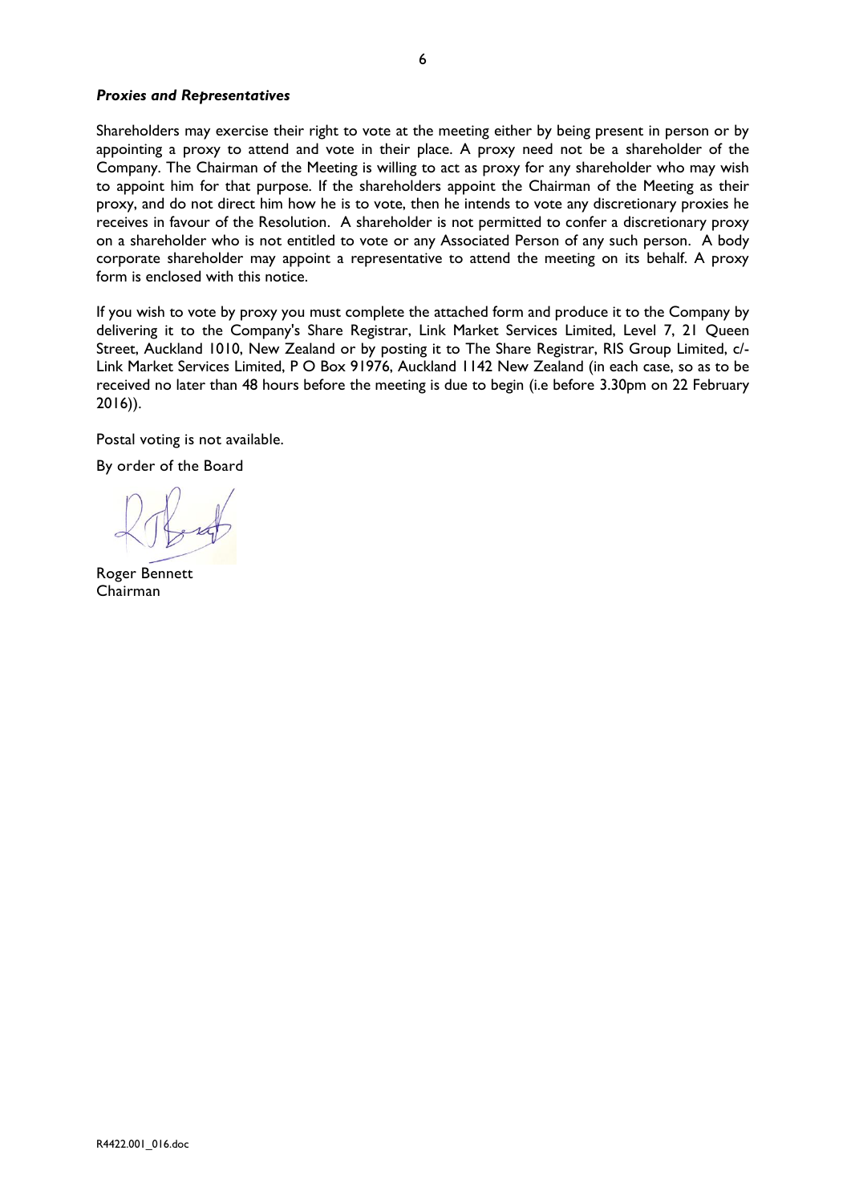### *Proxies and Representatives*

Shareholders may exercise their right to vote at the meeting either by being present in person or by appointing a proxy to attend and vote in their place. A proxy need not be a shareholder of the Company. The Chairman of the Meeting is willing to act as proxy for any shareholder who may wish to appoint him for that purpose. If the shareholders appoint the Chairman of the Meeting as their proxy, and do not direct him how he is to vote, then he intends to vote any discretionary proxies he receives in favour of the Resolution. A shareholder is not permitted to confer a discretionary proxy on a shareholder who is not entitled to vote or any Associated Person of any such person. A body corporate shareholder may appoint a representative to attend the meeting on its behalf. A proxy form is enclosed with this notice.

If you wish to vote by proxy you must complete the attached form and produce it to the Company by delivering it to the Company's Share Registrar, Link Market Services Limited, Level 7, 21 Queen Street, Auckland 1010, New Zealand or by posting it to The Share Registrar, RIS Group Limited, c/- Link Market Services Limited, P O Box 91976, Auckland 1142 New Zealand (in each case, so as to be received no later than 48 hours before the meeting is due to begin (i.e before 3.30pm on 22 February 2016)).

Postal voting is not available.

By order of the Board

Roger Bennett
Chairman

R4422.001_016.doc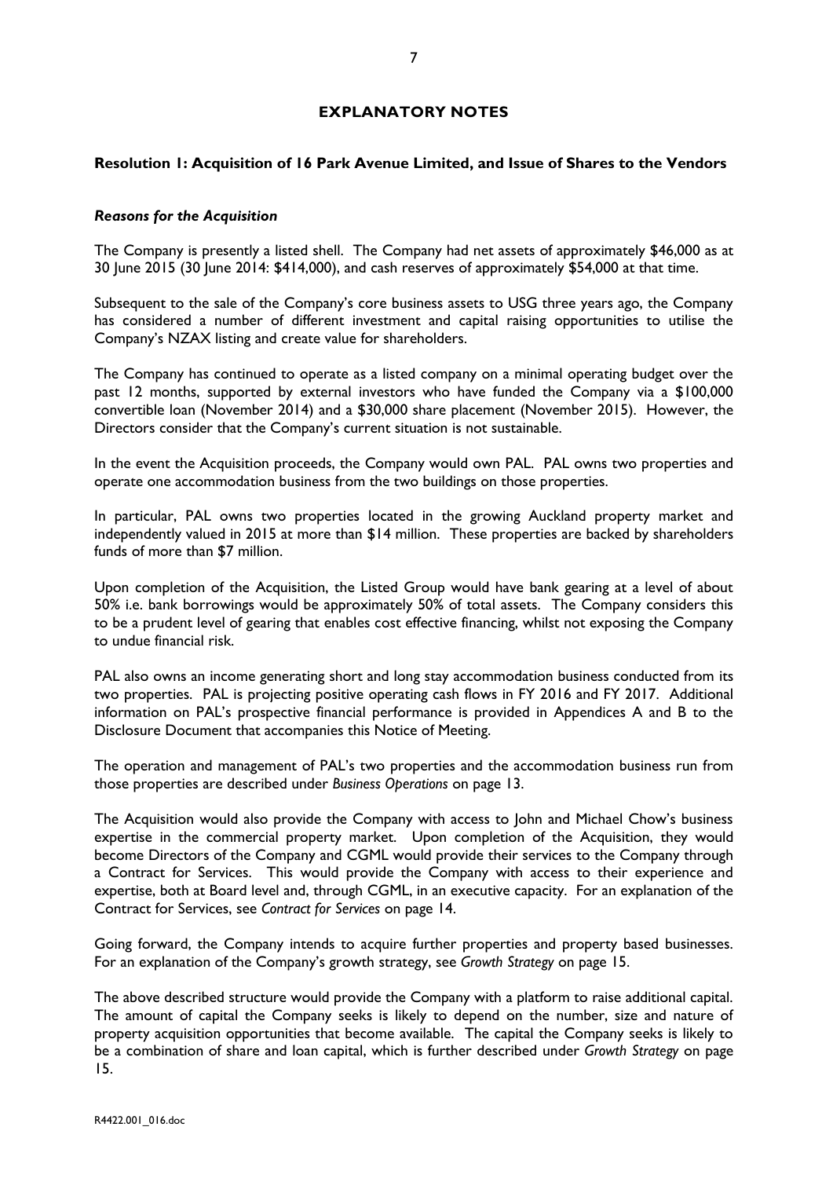## EXPLANATORY NOTES

### Resolution 1: Acquisition of 16 Park Avenue Limited, and Issue of Shares to the Vendors

#### *Reasons for the Acquisition*

The Company is presently a listed shell. The Company had net assets of approximately $46,000 as at 30 June 2015 (30 June 2014: $414,000), and cash reserves of approximately $54,000 at that time.

Subsequent to the sale of the Company's core business assets to USG three years ago, the Company has considered a number of different investment and capital raising opportunities to utilise the Company's NZAX listing and create value for shareholders.

The Company has continued to operate as a listed company on a minimal operating budget over the past 12 months, supported by external investors who have funded the Company via a $100,000 convertible loan (November 2014) and a $30,000 share placement (November 2015). However, the Directors consider that the Company's current situation is not sustainable.

In the event the Acquisition proceeds, the Company would own PAL. PAL owns two properties and operate one accommodation business from the two buildings on those properties.

In particular, PAL owns two properties located in the growing Auckland property market and independently valued in 2015 at more than $14 million. These properties are backed by shareholders funds of more than $7 million.

Upon completion of the Acquisition, the Listed Group would have bank gearing at a level of about 50% i.e. bank borrowings would be approximately 50% of total assets. The Company considers this to be a prudent level of gearing that enables cost effective financing, whilst not exposing the Company to undue financial risk.

PAL also owns an income generating short and long stay accommodation business conducted from its two properties. PAL is projecting positive operating cash flows in FY 2016 and FY 2017. Additional information on PAL's prospective financial performance is provided in Appendices A and B to the Disclosure Document that accompanies this Notice of Meeting.

The operation and management of PAL's two properties and the accommodation business run from those properties are described under *Business Operations* on page 13.

The Acquisition would also provide the Company with access to John and Michael Chow's business expertise in the commercial property market. Upon completion of the Acquisition, they would become Directors of the Company and CGML would provide their services to the Company through a Contract for Services. This would provide the Company with access to their experience and expertise, both at Board level and, through CGML, in an executive capacity. For an explanation of the Contract for Services, see *Contract for Services* on page 14.

Going forward, the Company intends to acquire further properties and property based businesses. For an explanation of the Company's growth strategy, see *Growth Strategy* on page 15.

The above described structure would provide the Company with a platform to raise additional capital. The amount of capital the Company seeks is likely to depend on the number, size and nature of property acquisition opportunities that become available. The capital the Company seeks is likely to be a combination of share and loan capital, which is further described under *Growth Strategy* on page 15.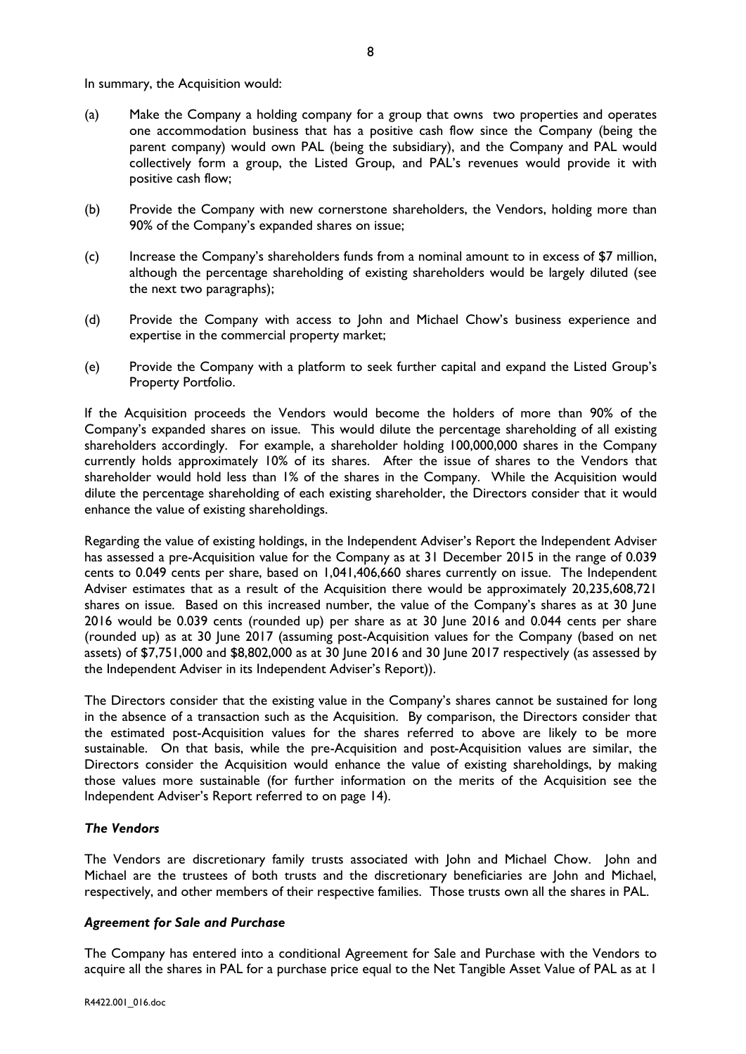In summary, the Acquisition would:

(a) Make the Company a holding company for a group that owns two properties and operates one accommodation business that has a positive cash flow since the Company (being the parent company) would own PAL (being the subsidiary), and the Company and PAL would collectively form a group, the Listed Group, and PAL's revenues would provide it with positive cash flow;

(b) Provide the Company with new cornerstone shareholders, the Vendors, holding more than 90% of the Company's expanded shares on issue;

(c) Increase the Company's shareholders funds from a nominal amount to in excess of $7 million, although the percentage shareholding of existing shareholders would be largely diluted (see the next two paragraphs);

(d) Provide the Company with access to John and Michael Chow's business experience and expertise in the commercial property market;

(e) Provide the Company with a platform to seek further capital and expand the Listed Group's Property Portfolio.

If the Acquisition proceeds the Vendors would become the holders of more than 90% of the Company's expanded shares on issue. This would dilute the percentage shareholding of all existing shareholders accordingly. For example, a shareholder holding 100,000,000 shares in the Company currently holds approximately 10% of its shares. After the issue of shares to the Vendors that shareholder would hold less than 1% of the shares in the Company. While the Acquisition would dilute the percentage shareholding of each existing shareholder, the Directors consider that it would enhance the value of existing shareholdings.

Regarding the value of existing holdings, in the Independent Adviser's Report the Independent Adviser has assessed a pre-Acquisition value for the Company as at 31 December 2015 in the range of 0.039 cents to 0.049 cents per share, based on 1,041,406,660 shares currently on issue. The Independent Adviser estimates that as a result of the Acquisition there would be approximately 20,235,608,721 shares on issue. Based on this increased number, the value of the Company's shares as at 30 June 2016 would be 0.039 cents (rounded up) per share as at 30 June 2016 and 0.044 cents per share (rounded up) as at 30 June 2017 (assuming post-Acquisition values for the Company (based on net assets) of $7,751,000 and $8,802,000 as at 30 June 2016 and 30 June 2017 respectively (as assessed by the Independent Adviser in its Independent Adviser's Report)).

The Directors consider that the existing value in the Company's shares cannot be sustained for long in the absence of a transaction such as the Acquisition. By comparison, the Directors consider that the estimated post-Acquisition values for the shares referred to above are likely to be more sustainable. On that basis, while the pre-Acquisition and post-Acquisition values are similar, the Directors consider the Acquisition would enhance the value of existing shareholdings, by making those values more sustainable (for further information on the merits of the Acquisition see the Independent Adviser's Report referred to on page 14).

### *The Vendors*

The Vendors are discretionary family trusts associated with John and Michael Chow. John and Michael are the trustees of both trusts and the discretionary beneficiaries are John and Michael, respectively, and other members of their respective families. Those trusts own all the shares in PAL.

### *Agreement for Sale and Purchase*

The Company has entered into a conditional Agreement for Sale and Purchase with the Vendors to acquire all the shares in PAL for a purchase price equal to the Net Tangible Asset Value of PAL as at 1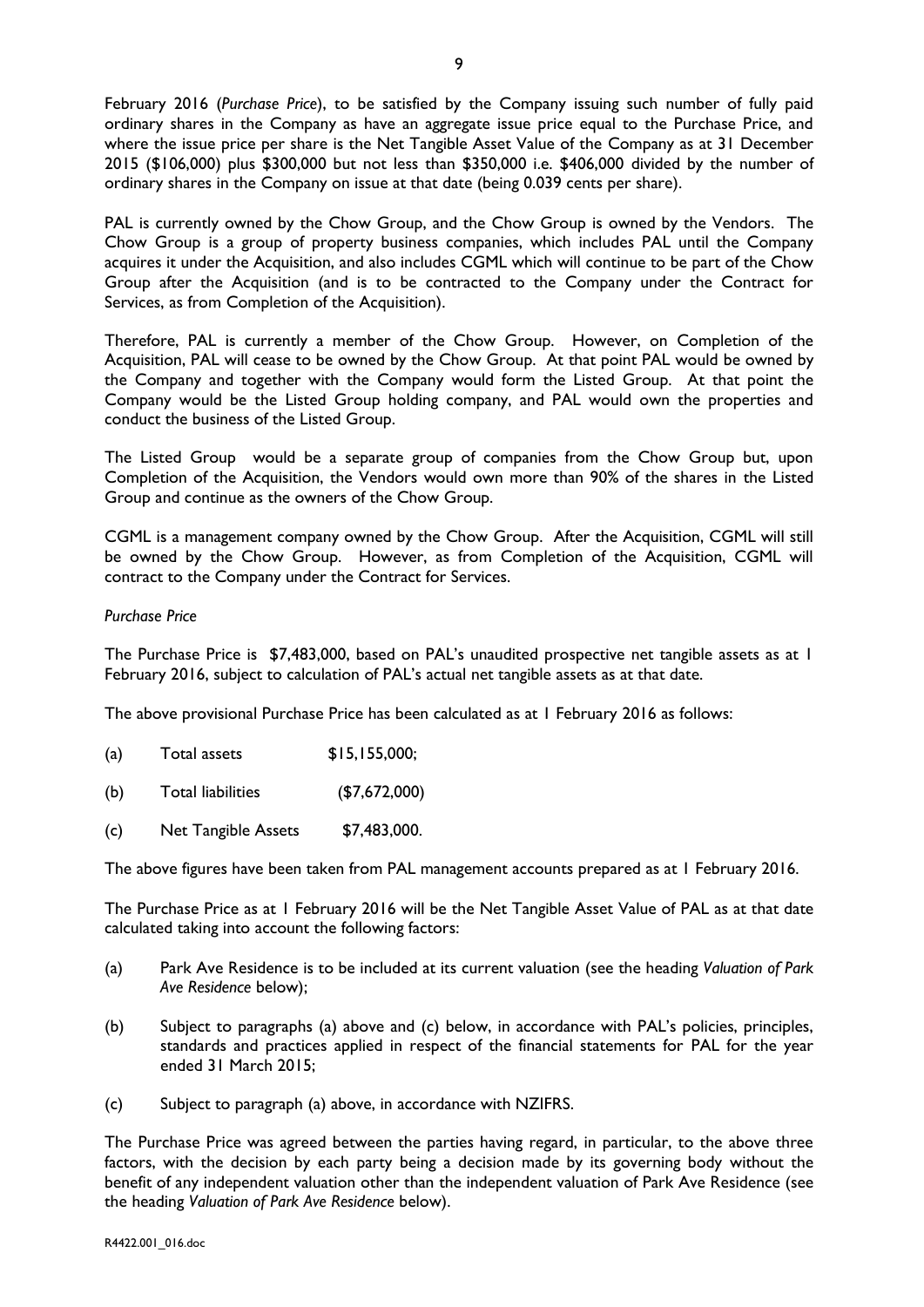February 2016 (*Purchase Price*), to be satisfied by the Company issuing such number of fully paid ordinary shares in the Company as have an aggregate issue price equal to the Purchase Price, and where the issue price per share is the Net Tangible Asset Value of the Company as at 31 December 2015 ($106,000) plus $300,000 but not less than $350,000 i.e. $406,000 divided by the number of ordinary shares in the Company on issue at that date (being 0.039 cents per share).

PAL is currently owned by the Chow Group, and the Chow Group is owned by the Vendors. The Chow Group is a group of property business companies, which includes PAL until the Company acquires it under the Acquisition, and also includes CGML which will continue to be part of the Chow Group after the Acquisition (and is to be contracted to the Company under the Contract for Services, as from Completion of the Acquisition).

Therefore, PAL is currently a member of the Chow Group. However, on Completion of the Acquisition, PAL will cease to be owned by the Chow Group. At that point PAL would be owned by the Company and together with the Company would form the Listed Group. At that point the Company would be the Listed Group holding company, and PAL would own the properties and conduct the business of the Listed Group.

The Listed Group would be a separate group of companies from the Chow Group but, upon Completion of the Acquisition, the Vendors would own more than 90% of the shares in the Listed Group and continue as the owners of the Chow Group.

CGML is a management company owned by the Chow Group. After the Acquisition, CGML will still be owned by the Chow Group. However, as from Completion of the Acquisition, CGML will contract to the Company under the Contract for Services.

*Purchase Price*

The Purchase Price is $7,483,000, based on PAL's unaudited prospective net tangible assets as at 1 February 2016, subject to calculation of PAL's actual net tangible assets as at that date.

The above provisional Purchase Price has been calculated as at 1 February 2016 as follows:

(a) Total assets $15,155,000;

(b) Total liabilities ($7,672,000)

(c) Net Tangible Assets $7,483,000.

The above figures have been taken from PAL management accounts prepared as at 1 February 2016.

The Purchase Price as at 1 February 2016 will be the Net Tangible Asset Value of PAL as at that date calculated taking into account the following factors:

(a) Park Ave Residence is to be included at its current valuation (see the heading *Valuation of Park Ave Residence* below);

(b) Subject to paragraphs (a) above and (c) below, in accordance with PAL's policies, principles, standards and practices applied in respect of the financial statements for PAL for the year ended 31 March 2015;

(c) Subject to paragraph (a) above, in accordance with NZIFRS.

The Purchase Price was agreed between the parties having regard, in particular, to the above three factors, with the decision by each party being a decision made by its governing body without the benefit of any independent valuation other than the independent valuation of Park Ave Residence (see the heading *Valuation of Park Ave Residence* below).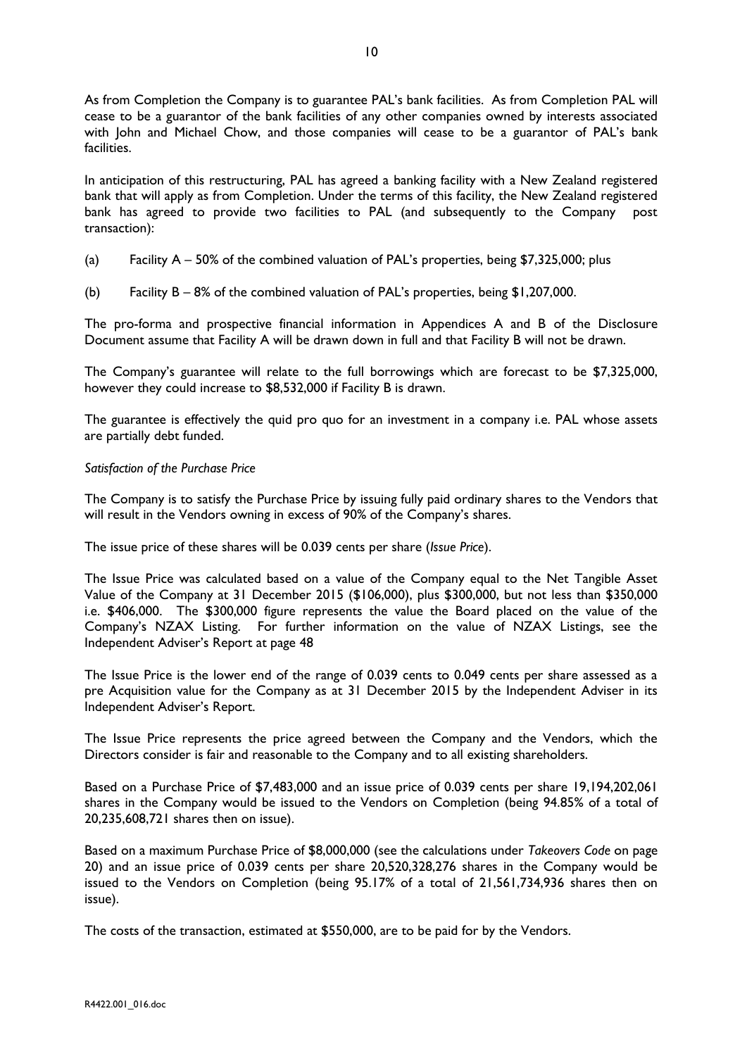As from Completion the Company is to guarantee PAL's bank facilities. As from Completion PAL will cease to be a guarantor of the bank facilities of any other companies owned by interests associated with John and Michael Chow, and those companies will cease to be a guarantor of PAL's bank facilities.

In anticipation of this restructuring, PAL has agreed a banking facility with a New Zealand registered bank that will apply as from Completion. Under the terms of this facility, the New Zealand registered bank has agreed to provide two facilities to PAL (and subsequently to the Company post transaction):

(a) Facility A – 50% of the combined valuation of PAL's properties, being $7,325,000; plus

(b) Facility B – 8% of the combined valuation of PAL's properties, being $1,207,000.

The pro-forma and prospective financial information in Appendices A and B of the Disclosure Document assume that Facility A will be drawn down in full and that Facility B will not be drawn.

The Company's guarantee will relate to the full borrowings which are forecast to be $7,325,000, however they could increase to $8,532,000 if Facility B is drawn.

The guarantee is effectively the quid pro quo for an investment in a company i.e. PAL whose assets are partially debt funded.

*Satisfaction of the Purchase Price*

The Company is to satisfy the Purchase Price by issuing fully paid ordinary shares to the Vendors that will result in the Vendors owning in excess of 90% of the Company's shares.

The issue price of these shares will be 0.039 cents per share (*Issue Price*).

The Issue Price was calculated based on a value of the Company equal to the Net Tangible Asset Value of the Company at 31 December 2015 ($106,000), plus $300,000, but not less than $350,000 i.e. $406,000. The $300,000 figure represents the value the Board placed on the value of the Company's NZAX Listing. For further information on the value of NZAX Listings, see the Independent Adviser's Report at page 48

The Issue Price is the lower end of the range of 0.039 cents to 0.049 cents per share assessed as a pre Acquisition value for the Company as at 31 December 2015 by the Independent Adviser in its Independent Adviser's Report.

The Issue Price represents the price agreed between the Company and the Vendors, which the Directors consider is fair and reasonable to the Company and to all existing shareholders.

Based on a Purchase Price of $7,483,000 and an issue price of 0.039 cents per share 19,194,202,061 shares in the Company would be issued to the Vendors on Completion (being 94.85% of a total of 20,235,608,721 shares then on issue).

Based on a maximum Purchase Price of $8,000,000 (see the calculations under *Takeovers Code* on page 20) and an issue price of 0.039 cents per share 20,520,328,276 shares in the Company would be issued to the Vendors on Completion (being 95.17% of a total of 21,561,734,936 shares then on issue).

The costs of the transaction, estimated at $550,000, are to be paid for by the Vendors.

R4422.001_016.doc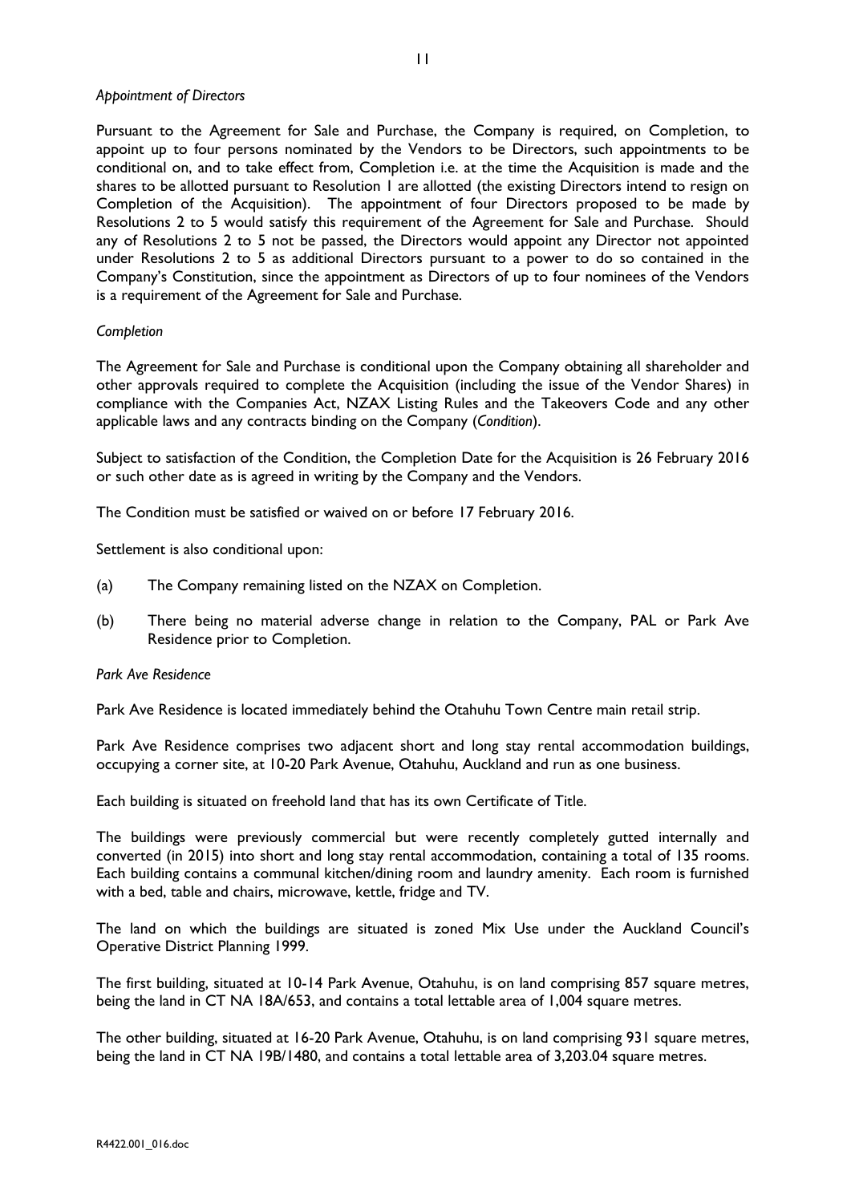*Appointment of Directors*

Pursuant to the Agreement for Sale and Purchase, the Company is required, on Completion, to appoint up to four persons nominated by the Vendors to be Directors, such appointments to be conditional on, and to take effect from, Completion i.e. at the time the Acquisition is made and the shares to be allotted pursuant to Resolution 1 are allotted (the existing Directors intend to resign on Completion of the Acquisition). The appointment of four Directors proposed to be made by Resolutions 2 to 5 would satisfy this requirement of the Agreement for Sale and Purchase. Should any of Resolutions 2 to 5 not be passed, the Directors would appoint any Director not appointed under Resolutions 2 to 5 as additional Directors pursuant to a power to do so contained in the Company's Constitution, since the appointment as Directors of up to four nominees of the Vendors is a requirement of the Agreement for Sale and Purchase.

*Completion*

The Agreement for Sale and Purchase is conditional upon the Company obtaining all shareholder and other approvals required to complete the Acquisition (including the issue of the Vendor Shares) in compliance with the Companies Act, NZAX Listing Rules and the Takeovers Code and any other applicable laws and any contracts binding on the Company (*Condition*).

Subject to satisfaction of the Condition, the Completion Date for the Acquisition is 26 February 2016 or such other date as is agreed in writing by the Company and the Vendors.

The Condition must be satisfied or waived on or before 17 February 2016.

Settlement is also conditional upon:

(a) The Company remaining listed on the NZAX on Completion.

(b) There being no material adverse change in relation to the Company, PAL or Park Ave Residence prior to Completion.

*Park Ave Residence*

Park Ave Residence is located immediately behind the Otahuhu Town Centre main retail strip.

Park Ave Residence comprises two adjacent short and long stay rental accommodation buildings, occupying a corner site, at 10-20 Park Avenue, Otahuhu, Auckland and run as one business.

Each building is situated on freehold land that has its own Certificate of Title.

The buildings were previously commercial but were recently completely gutted internally and converted (in 2015) into short and long stay rental accommodation, containing a total of 135 rooms. Each building contains a communal kitchen/dining room and laundry amenity. Each room is furnished with a bed, table and chairs, microwave, kettle, fridge and TV.

The land on which the buildings are situated is zoned Mix Use under the Auckland Council's Operative District Planning 1999.

The first building, situated at 10-14 Park Avenue, Otahuhu, is on land comprising 857 square metres, being the land in CT NA 18A/653, and contains a total lettable area of 1,004 square metres.

The other building, situated at 16-20 Park Avenue, Otahuhu, is on land comprising 931 square metres, being the land in CT NA 19B/1480, and contains a total lettable area of 3,203.04 square metres.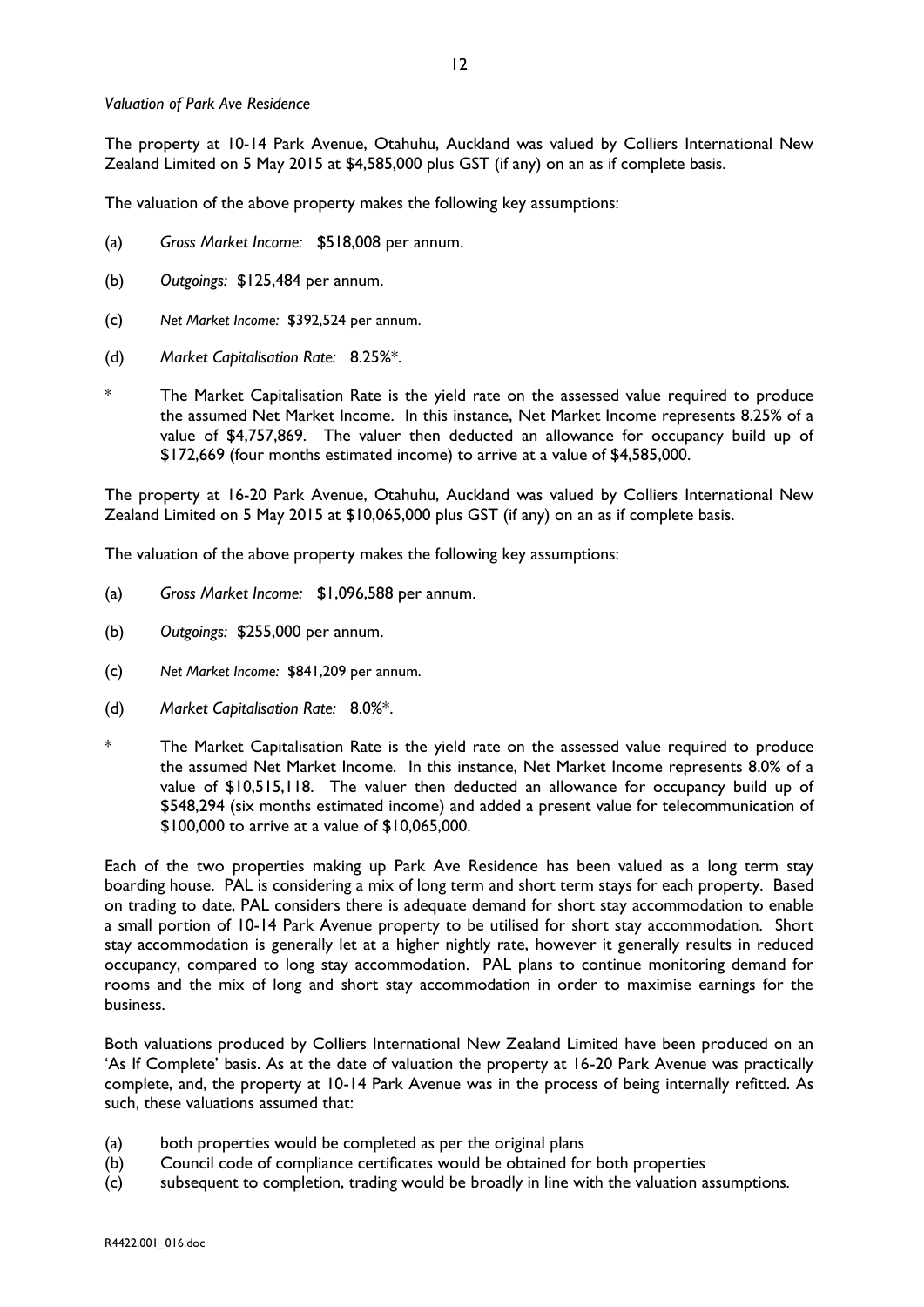*Valuation of Park Ave Residence*

The property at 10-14 Park Avenue, Otahuhu, Auckland was valued by Colliers International New Zealand Limited on 5 May 2015 at $4,585,000 plus GST (if any) on an as if complete basis.

The valuation of the above property makes the following key assumptions:

(a) *Gross Market Income:* $518,008 per annum.

(b) *Outgoings:* $125,484 per annum.

(c) *Net Market Income:* $392,524 per annum.

(d) *Market Capitalisation Rate:* 8.25%*.

\* The Market Capitalisation Rate is the yield rate on the assessed value required to produce the assumed Net Market Income. In this instance, Net Market Income represents 8.25% of a value of $4,757,869. The valuer then deducted an allowance for occupancy build up of $172,669 (four months estimated income) to arrive at a value of $4,585,000.

The property at 16-20 Park Avenue, Otahuhu, Auckland was valued by Colliers International New Zealand Limited on 5 May 2015 at $10,065,000 plus GST (if any) on an as if complete basis.

The valuation of the above property makes the following key assumptions:

(a) *Gross Market Income:* $1,096,588 per annum.

(b) *Outgoings:* $255,000 per annum.

(c) *Net Market Income:* $841,209 per annum.

(d) *Market Capitalisation Rate:* 8.0%*.

\* The Market Capitalisation Rate is the yield rate on the assessed value required to produce the assumed Net Market Income. In this instance, Net Market Income represents 8.0% of a value of $10,515,118. The valuer then deducted an allowance for occupancy build up of $548,294 (six months estimated income) and added a present value for telecommunication of $100,000 to arrive at a value of $10,065,000.

Each of the two properties making up Park Ave Residence has been valued as a long term stay boarding house. PAL is considering a mix of long term and short term stays for each property. Based on trading to date, PAL considers there is adequate demand for short stay accommodation to enable a small portion of 10-14 Park Avenue property to be utilised for short stay accommodation. Short stay accommodation is generally let at a higher nightly rate, however it generally results in reduced occupancy, compared to long stay accommodation. PAL plans to continue monitoring demand for rooms and the mix of long and short stay accommodation in order to maximise earnings for the business.

Both valuations produced by Colliers International New Zealand Limited have been produced on an 'As If Complete' basis. As at the date of valuation the property at 16-20 Park Avenue was practically complete, and, the property at 10-14 Park Avenue was in the process of being internally refitted. As such, these valuations assumed that:

(a) both properties would be completed as per the original plans
(b) Council code of compliance certificates would be obtained for both properties
(c) subsequent to completion, trading would be broadly in line with the valuation assumptions.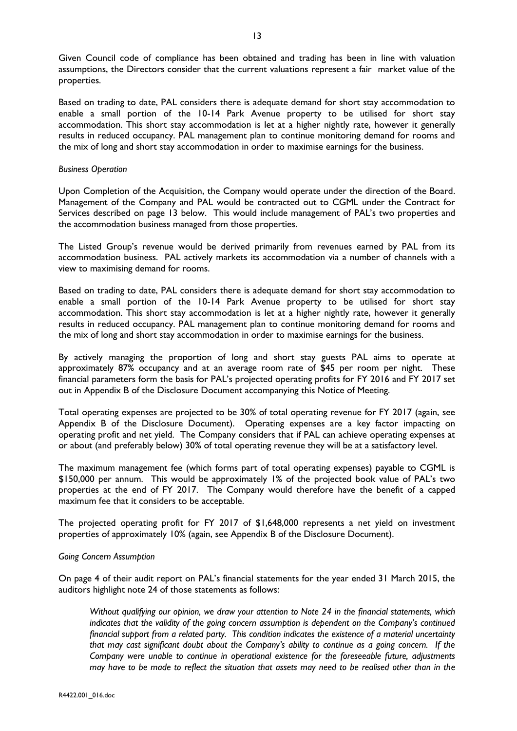Given Council code of compliance has been obtained and trading has been in line with valuation assumptions, the Directors consider that the current valuations represent a fair market value of the properties.

Based on trading to date, PAL considers there is adequate demand for short stay accommodation to enable a small portion of the 10-14 Park Avenue property to be utilised for short stay accommodation. This short stay accommodation is let at a higher nightly rate, however it generally results in reduced occupancy. PAL management plan to continue monitoring demand for rooms and the mix of long and short stay accommodation in order to maximise earnings for the business.

*Business Operation*

Upon Completion of the Acquisition, the Company would operate under the direction of the Board. Management of the Company and PAL would be contracted out to CGML under the Contract for Services described on page 13 below. This would include management of PAL's two properties and the accommodation business managed from those properties.

The Listed Group's revenue would be derived primarily from revenues earned by PAL from its accommodation business. PAL actively markets its accommodation via a number of channels with a view to maximising demand for rooms.

Based on trading to date, PAL considers there is adequate demand for short stay accommodation to enable a small portion of the 10-14 Park Avenue property to be utilised for short stay accommodation. This short stay accommodation is let at a higher nightly rate, however it generally results in reduced occupancy. PAL management plan to continue monitoring demand for rooms and the mix of long and short stay accommodation in order to maximise earnings for the business.

By actively managing the proportion of long and short stay guests PAL aims to operate at approximately 87% occupancy and at an average room rate of $45 per room per night. These financial parameters form the basis for PAL's projected operating profits for FY 2016 and FY 2017 set out in Appendix B of the Disclosure Document accompanying this Notice of Meeting.

Total operating expenses are projected to be 30% of total operating revenue for FY 2017 (again, see Appendix B of the Disclosure Document). Operating expenses are a key factor impacting on operating profit and net yield. The Company considers that if PAL can achieve operating expenses at or about (and preferably below) 30% of total operating revenue they will be at a satisfactory level.

The maximum management fee (which forms part of total operating expenses) payable to CGML is $150,000 per annum. This would be approximately 1% of the projected book value of PAL's two properties at the end of FY 2017. The Company would therefore have the benefit of a capped maximum fee that it considers to be acceptable.

The projected operating profit for FY 2017 of $1,648,000 represents a net yield on investment properties of approximately 10% (again, see Appendix B of the Disclosure Document).

*Going Concern Assumption*

On page 4 of their audit report on PAL's financial statements for the year ended 31 March 2015, the auditors highlight note 24 of those statements as follows:

> *Without qualifying our opinion, we draw your attention to Note 24 in the financial statements, which indicates that the validity of the going concern assumption is dependent on the Company's continued financial support from a related party. This condition indicates the existence of a material uncertainty that may cast significant doubt about the Company's ability to continue as a going concern. If the Company were unable to continue in operational existence for the foreseeable future, adjustments may have to be made to reflect the situation that assets may need to be realised other than in the*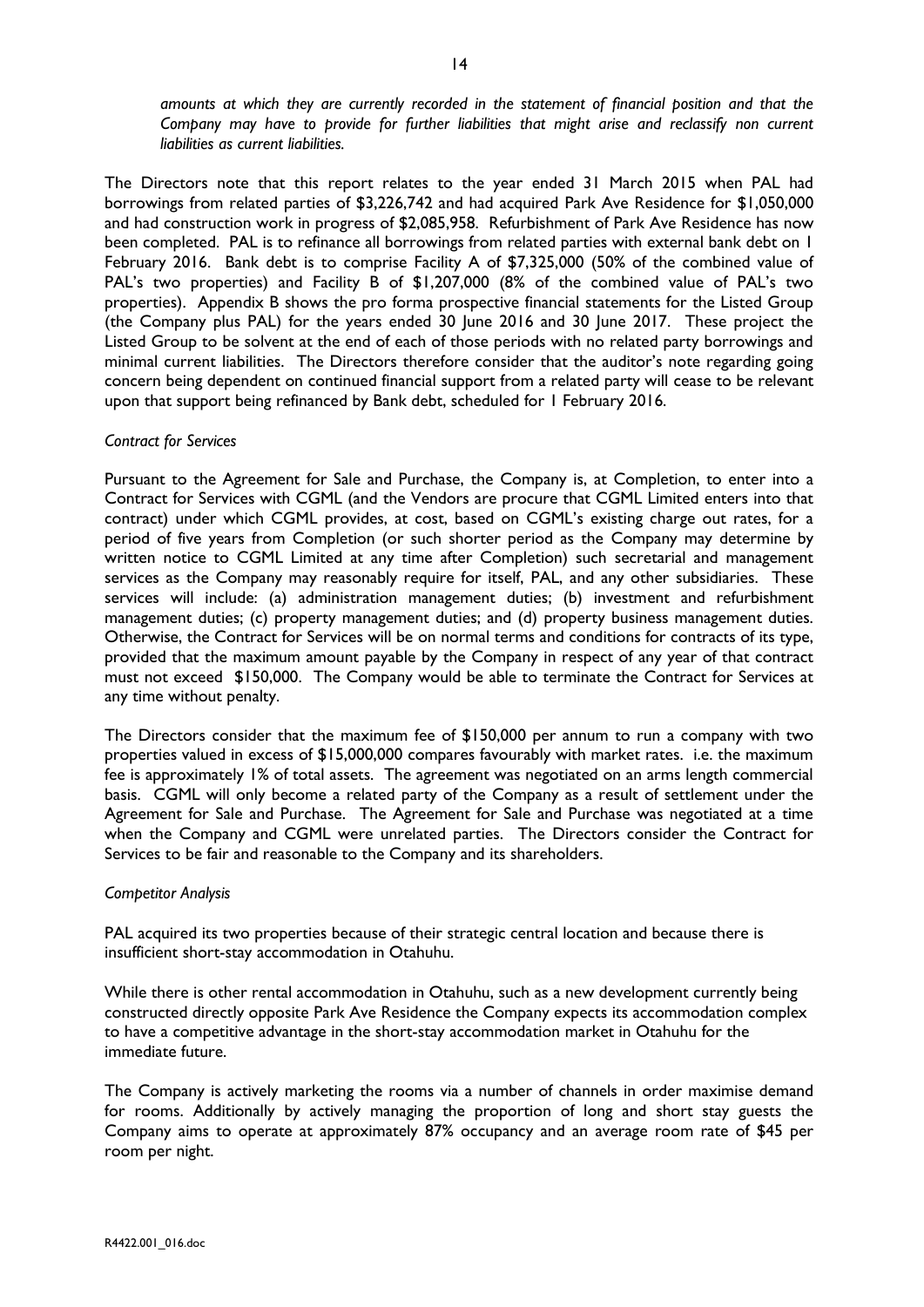*amounts at which they are currently recorded in the statement of financial position and that the Company may have to provide for further liabilities that might arise and reclassify non current liabilities as current liabilities.*

The Directors note that this report relates to the year ended 31 March 2015 when PAL had borrowings from related parties of $3,226,742 and had acquired Park Ave Residence for $1,050,000 and had construction work in progress of $2,085,958. Refurbishment of Park Ave Residence has now been completed. PAL is to refinance all borrowings from related parties with external bank debt on 1 February 2016. Bank debt is to comprise Facility A of $7,325,000 (50% of the combined value of PAL's two properties) and Facility B of $1,207,000 (8% of the combined value of PAL's two properties). Appendix B shows the pro forma prospective financial statements for the Listed Group (the Company plus PAL) for the years ended 30 June 2016 and 30 June 2017. These project the Listed Group to be solvent at the end of each of those periods with no related party borrowings and minimal current liabilities. The Directors therefore consider that the auditor's note regarding going concern being dependent on continued financial support from a related party will cease to be relevant upon that support being refinanced by Bank debt, scheduled for 1 February 2016.

*Contract for Services*

Pursuant to the Agreement for Sale and Purchase, the Company is, at Completion, to enter into a Contract for Services with CGML (and the Vendors are procure that CGML Limited enters into that contract) under which CGML provides, at cost, based on CGML's existing charge out rates, for a period of five years from Completion (or such shorter period as the Company may determine by written notice to CGML Limited at any time after Completion) such secretarial and management services as the Company may reasonably require for itself, PAL, and any other subsidiaries. These services will include: (a) administration management duties; (b) investment and refurbishment management duties; (c) property management duties; and (d) property business management duties. Otherwise, the Contract for Services will be on normal terms and conditions for contracts of its type, provided that the maximum amount payable by the Company in respect of any year of that contract must not exceed $150,000. The Company would be able to terminate the Contract for Services at any time without penalty.

The Directors consider that the maximum fee of $150,000 per annum to run a company with two properties valued in excess of $15,000,000 compares favourably with market rates. i.e. the maximum fee is approximately 1% of total assets. The agreement was negotiated on an arms length commercial basis. CGML will only become a related party of the Company as a result of settlement under the Agreement for Sale and Purchase. The Agreement for Sale and Purchase was negotiated at a time when the Company and CGML were unrelated parties. The Directors consider the Contract for Services to be fair and reasonable to the Company and its shareholders.

*Competitor Analysis*

PAL acquired its two properties because of their strategic central location and because there is insufficient short-stay accommodation in Otahuhu.

While there is other rental accommodation in Otahuhu, such as a new development currently being constructed directly opposite Park Ave Residence the Company expects its accommodation complex to have a competitive advantage in the short-stay accommodation market in Otahuhu for the immediate future.

The Company is actively marketing the rooms via a number of channels in order maximise demand for rooms. Additionally by actively managing the proportion of long and short stay guests the Company aims to operate at approximately 87% occupancy and an average room rate of $45 per room per night.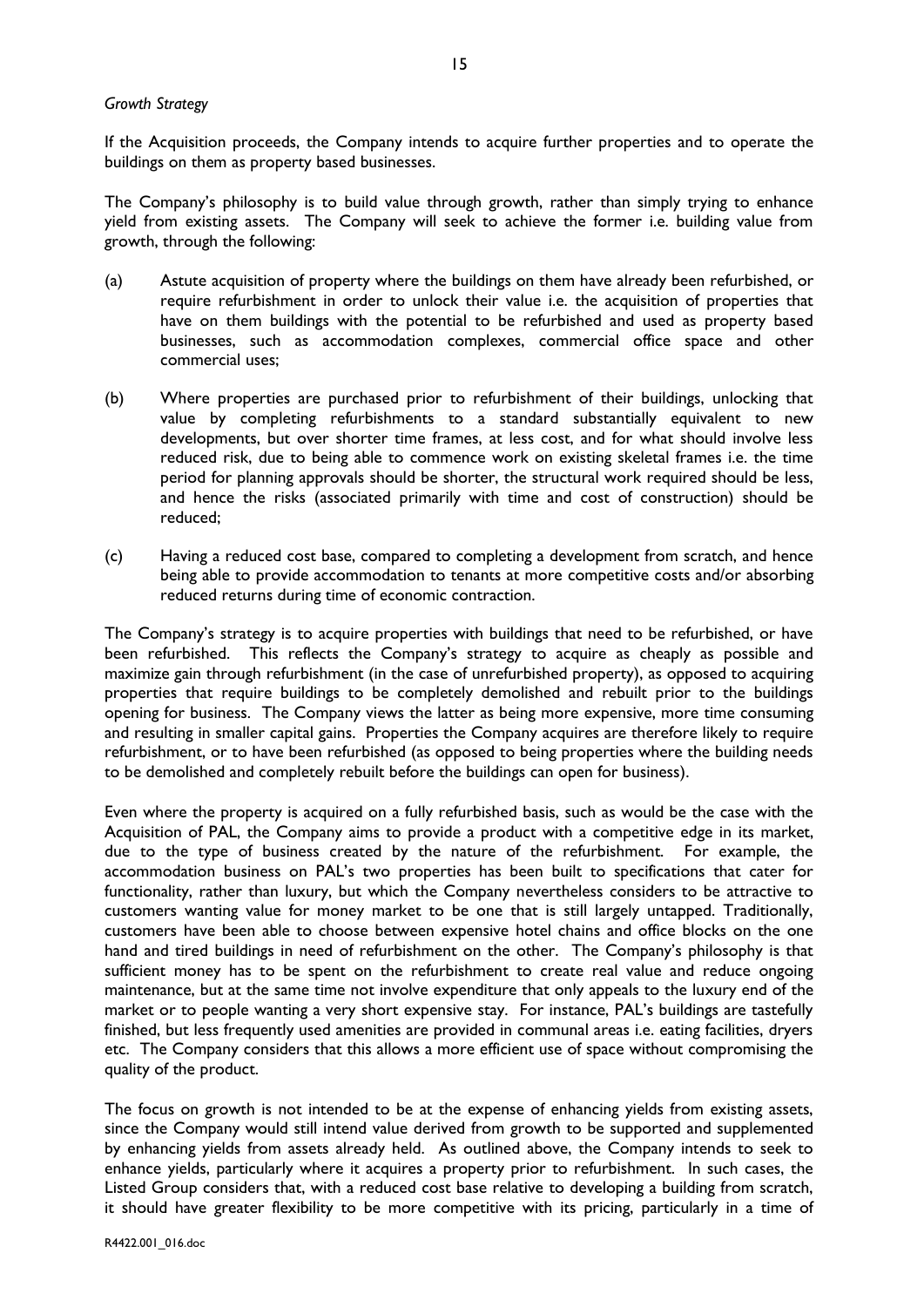*Growth Strategy*

If the Acquisition proceeds, the Company intends to acquire further properties and to operate the buildings on them as property based businesses.

The Company's philosophy is to build value through growth, rather than simply trying to enhance yield from existing assets. The Company will seek to achieve the former i.e. building value from growth, through the following:

(a) Astute acquisition of property where the buildings on them have already been refurbished, or require refurbishment in order to unlock their value i.e. the acquisition of properties that have on them buildings with the potential to be refurbished and used as property based businesses, such as accommodation complexes, commercial office space and other commercial uses;

(b) Where properties are purchased prior to refurbishment of their buildings, unlocking that value by completing refurbishments to a standard substantially equivalent to new developments, but over shorter time frames, at less cost, and for what should involve less reduced risk, due to being able to commence work on existing skeletal frames i.e. the time period for planning approvals should be shorter, the structural work required should be less, and hence the risks (associated primarily with time and cost of construction) should be reduced;

(c) Having a reduced cost base, compared to completing a development from scratch, and hence being able to provide accommodation to tenants at more competitive costs and/or absorbing reduced returns during time of economic contraction.

The Company's strategy is to acquire properties with buildings that need to be refurbished, or have been refurbished. This reflects the Company's strategy to acquire as cheaply as possible and maximize gain through refurbishment (in the case of unrefurbished property), as opposed to acquiring properties that require buildings to be completely demolished and rebuilt prior to the buildings opening for business. The Company views the latter as being more expensive, more time consuming and resulting in smaller capital gains. Properties the Company acquires are therefore likely to require refurbishment, or to have been refurbished (as opposed to being properties where the building needs to be demolished and completely rebuilt before the buildings can open for business).

Even where the property is acquired on a fully refurbished basis, such as would be the case with the Acquisition of PAL, the Company aims to provide a product with a competitive edge in its market, due to the type of business created by the nature of the refurbishment. For example, the accommodation business on PAL's two properties has been built to specifications that cater for functionality, rather than luxury, but which the Company nevertheless considers to be attractive to customers wanting value for money market to be one that is still largely untapped. Traditionally, customers have been able to choose between expensive hotel chains and office blocks on the one hand and tired buildings in need of refurbishment on the other. The Company's philosophy is that sufficient money has to be spent on the refurbishment to create real value and reduce ongoing maintenance, but at the same time not involve expenditure that only appeals to the luxury end of the market or to people wanting a very short expensive stay. For instance, PAL's buildings are tastefully finished, but less frequently used amenities are provided in communal areas i.e. eating facilities, dryers etc. The Company considers that this allows a more efficient use of space without compromising the quality of the product.

The focus on growth is not intended to be at the expense of enhancing yields from existing assets, since the Company would still intend value derived from growth to be supported and supplemented by enhancing yields from assets already held. As outlined above, the Company intends to seek to enhance yields, particularly where it acquires a property prior to refurbishment. In such cases, the Listed Group considers that, with a reduced cost base relative to developing a building from scratch, it should have greater flexibility to be more competitive with its pricing, particularly in a time of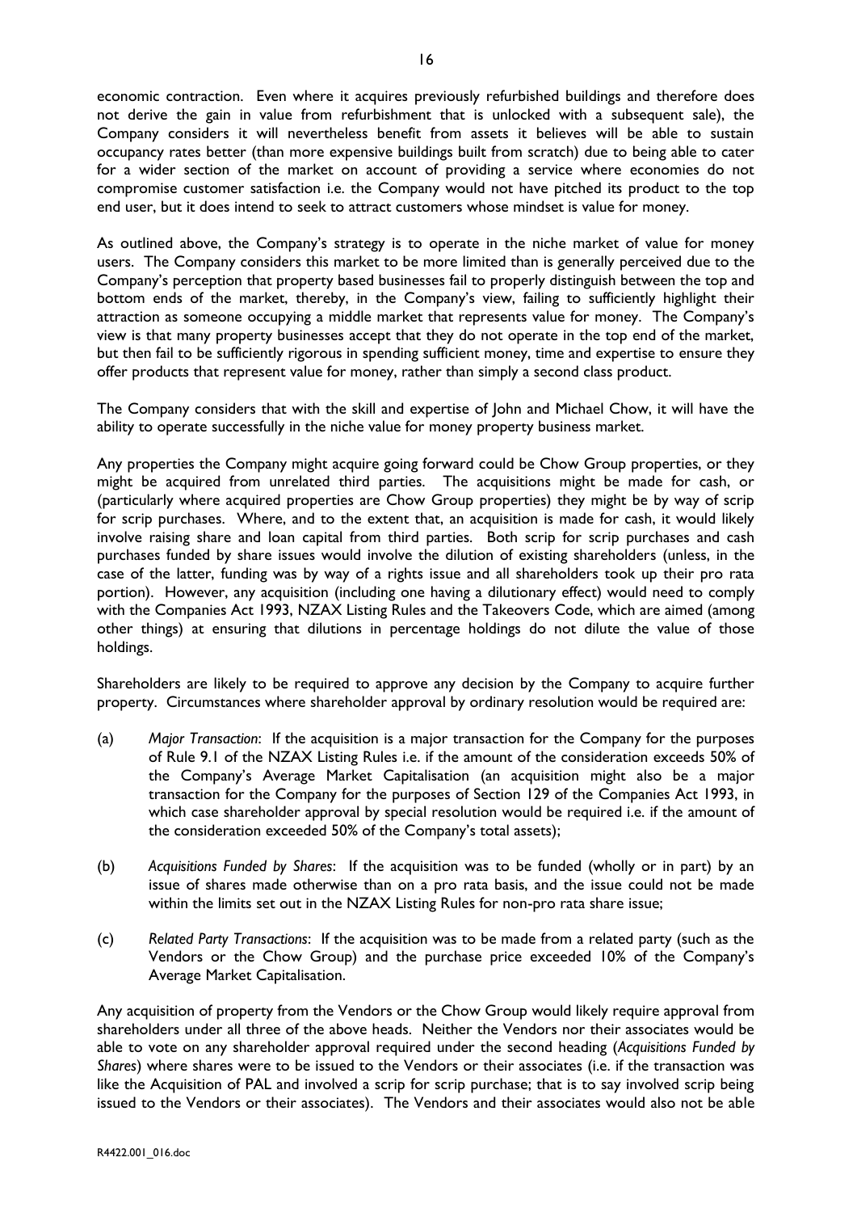economic contraction. Even where it acquires previously refurbished buildings and therefore does not derive the gain in value from refurbishment that is unlocked with a subsequent sale), the Company considers it will nevertheless benefit from assets it believes will be able to sustain occupancy rates better (than more expensive buildings built from scratch) due to being able to cater for a wider section of the market on account of providing a service where economies do not compromise customer satisfaction i.e. the Company would not have pitched its product to the top end user, but it does intend to seek to attract customers whose mindset is value for money.

As outlined above, the Company's strategy is to operate in the niche market of value for money users. The Company considers this market to be more limited than is generally perceived due to the Company's perception that property based businesses fail to properly distinguish between the top and bottom ends of the market, thereby, in the Company's view, failing to sufficiently highlight their attraction as someone occupying a middle market that represents value for money. The Company's view is that many property businesses accept that they do not operate in the top end of the market, but then fail to be sufficiently rigorous in spending sufficient money, time and expertise to ensure they offer products that represent value for money, rather than simply a second class product.

The Company considers that with the skill and expertise of John and Michael Chow, it will have the ability to operate successfully in the niche value for money property business market.

Any properties the Company might acquire going forward could be Chow Group properties, or they might be acquired from unrelated third parties. The acquisitions might be made for cash, or (particularly where acquired properties are Chow Group properties) they might be by way of scrip for scrip purchases. Where, and to the extent that, an acquisition is made for cash, it would likely involve raising share and loan capital from third parties. Both scrip for scrip purchases and cash purchases funded by share issues would involve the dilution of existing shareholders (unless, in the case of the latter, funding was by way of a rights issue and all shareholders took up their pro rata portion). However, any acquisition (including one having a dilutionary effect) would need to comply with the Companies Act 1993, NZAX Listing Rules and the Takeovers Code, which are aimed (among other things) at ensuring that dilutions in percentage holdings do not dilute the value of those holdings.

Shareholders are likely to be required to approve any decision by the Company to acquire further property. Circumstances where shareholder approval by ordinary resolution would be required are:

(a) *Major Transaction*: If the acquisition is a major transaction for the Company for the purposes of Rule 9.1 of the NZAX Listing Rules i.e. if the amount of the consideration exceeds 50% of the Company's Average Market Capitalisation (an acquisition might also be a major transaction for the Company for the purposes of Section 129 of the Companies Act 1993, in which case shareholder approval by special resolution would be required i.e. if the amount of the consideration exceeded 50% of the Company's total assets);

(b) *Acquisitions Funded by Shares*: If the acquisition was to be funded (wholly or in part) by an issue of shares made otherwise than on a pro rata basis, and the issue could not be made within the limits set out in the NZAX Listing Rules for non-pro rata share issue;

(c) *Related Party Transactions*: If the acquisition was to be made from a related party (such as the Vendors or the Chow Group) and the purchase price exceeded 10% of the Company's Average Market Capitalisation.

Any acquisition of property from the Vendors or the Chow Group would likely require approval from shareholders under all three of the above heads. Neither the Vendors nor their associates would be able to vote on any shareholder approval required under the second heading (*Acquisitions Funded by Shares*) where shares were to be issued to the Vendors or their associates (i.e. if the transaction was like the Acquisition of PAL and involved a scrip for scrip purchase; that is to say involved scrip being issued to the Vendors or their associates). The Vendors and their associates would also not be able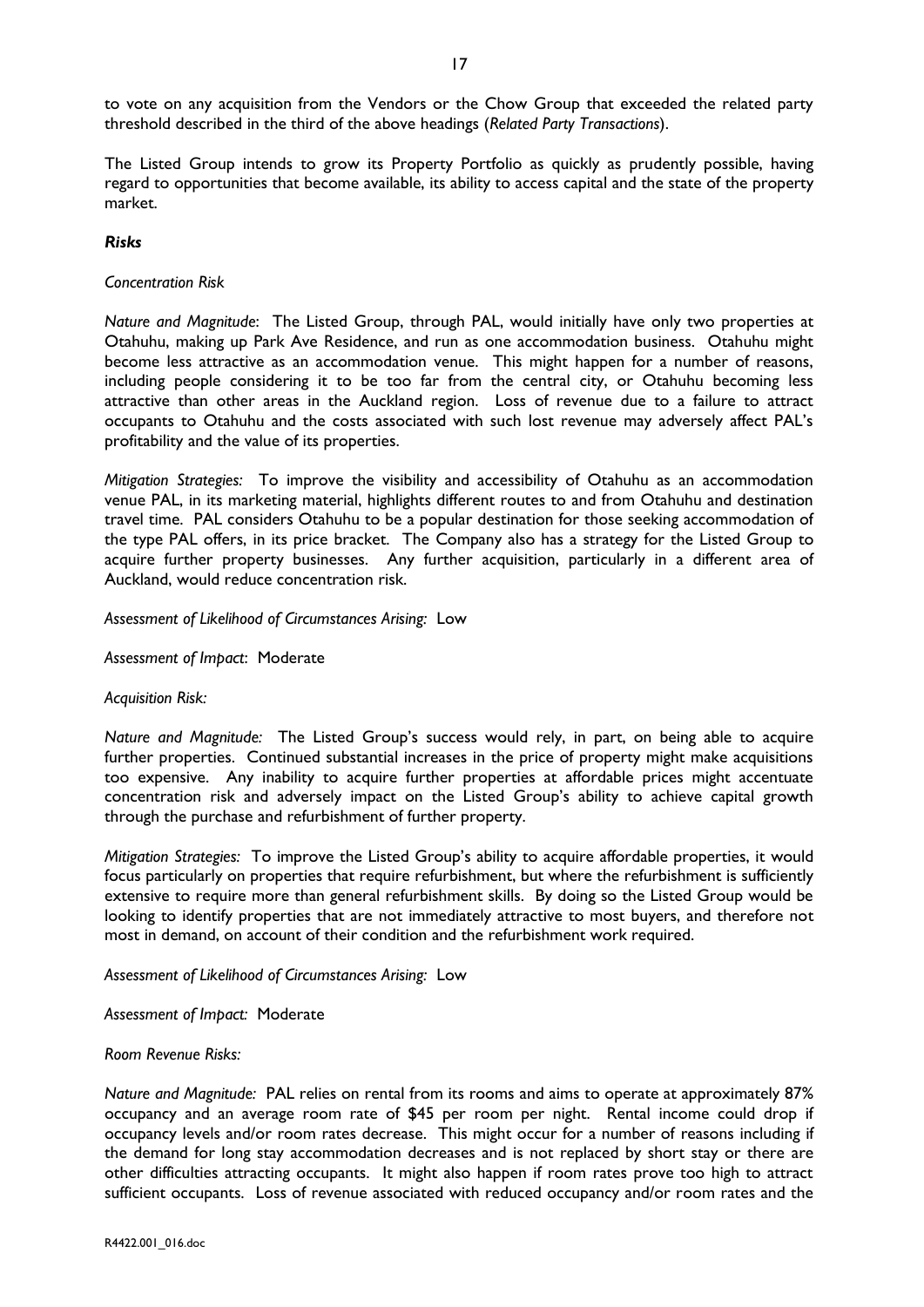to vote on any acquisition from the Vendors or the Chow Group that exceeded the related party threshold described in the third of the above headings (*Related Party Transactions*).

The Listed Group intends to grow its Property Portfolio as quickly as prudently possible, having regard to opportunities that become available, its ability to access capital and the state of the property market.

***Risks***

*Concentration Risk*

*Nature and Magnitude*: The Listed Group, through PAL, would initially have only two properties at Otahuhu, making up Park Ave Residence, and run as one accommodation business. Otahuhu might become less attractive as an accommodation venue. This might happen for a number of reasons, including people considering it to be too far from the central city, or Otahuhu becoming less attractive than other areas in the Auckland region. Loss of revenue due to a failure to attract occupants to Otahuhu and the costs associated with such lost revenue may adversely affect PAL's profitability and the value of its properties.

*Mitigation Strategies:* To improve the visibility and accessibility of Otahuhu as an accommodation venue PAL, in its marketing material, highlights different routes to and from Otahuhu and destination travel time. PAL considers Otahuhu to be a popular destination for those seeking accommodation of the type PAL offers, in its price bracket. The Company also has a strategy for the Listed Group to acquire further property businesses. Any further acquisition, particularly in a different area of Auckland, would reduce concentration risk.

*Assessment of Likelihood of Circumstances Arising:* Low

*Assessment of Impact*: Moderate

*Acquisition Risk:*

*Nature and Magnitude:* The Listed Group's success would rely, in part, on being able to acquire further properties. Continued substantial increases in the price of property might make acquisitions too expensive. Any inability to acquire further properties at affordable prices might accentuate concentration risk and adversely impact on the Listed Group's ability to achieve capital growth through the purchase and refurbishment of further property.

*Mitigation Strategies:* To improve the Listed Group's ability to acquire affordable properties, it would focus particularly on properties that require refurbishment, but where the refurbishment is sufficiently extensive to require more than general refurbishment skills. By doing so the Listed Group would be looking to identify properties that are not immediately attractive to most buyers, and therefore not most in demand, on account of their condition and the refurbishment work required.

*Assessment of Likelihood of Circumstances Arising:* Low

*Assessment of Impact:* Moderate

*Room Revenue Risks:*

*Nature and Magnitude:* PAL relies on rental from its rooms and aims to operate at approximately 87% occupancy and an average room rate of $45 per room per night. Rental income could drop if occupancy levels and/or room rates decrease. This might occur for a number of reasons including if the demand for long stay accommodation decreases and is not replaced by short stay or there are other difficulties attracting occupants. It might also happen if room rates prove too high to attract sufficient occupants. Loss of revenue associated with reduced occupancy and/or room rates and the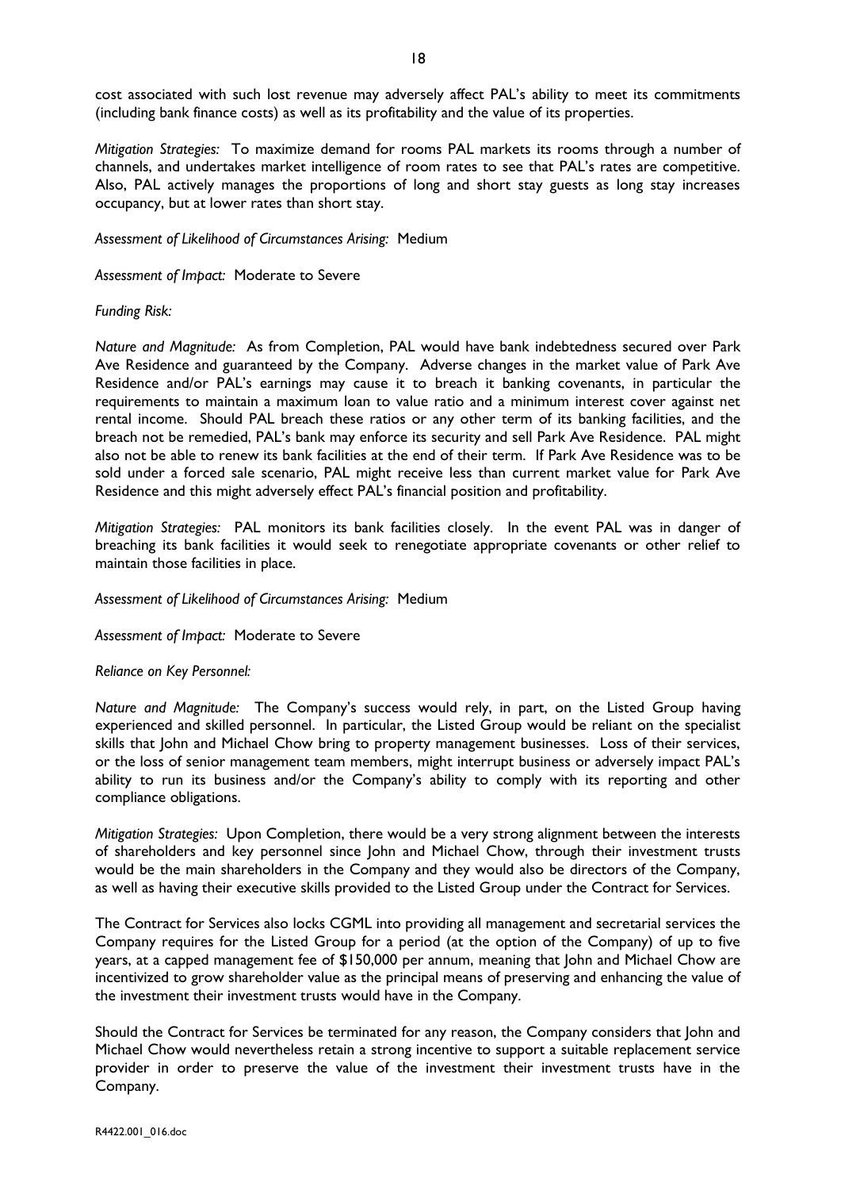cost associated with such lost revenue may adversely affect PAL's ability to meet its commitments (including bank finance costs) as well as its profitability and the value of its properties.

*Mitigation Strategies:* To maximize demand for rooms PAL markets its rooms through a number of channels, and undertakes market intelligence of room rates to see that PAL's rates are competitive. Also, PAL actively manages the proportions of long and short stay guests as long stay increases occupancy, but at lower rates than short stay.

*Assessment of Likelihood of Circumstances Arising:* Medium

*Assessment of Impact:* Moderate to Severe

*Funding Risk:*

*Nature and Magnitude:* As from Completion, PAL would have bank indebtedness secured over Park Ave Residence and guaranteed by the Company. Adverse changes in the market value of Park Ave Residence and/or PAL's earnings may cause it to breach it banking covenants, in particular the requirements to maintain a maximum loan to value ratio and a minimum interest cover against net rental income. Should PAL breach these ratios or any other term of its banking facilities, and the breach not be remedied, PAL's bank may enforce its security and sell Park Ave Residence. PAL might also not be able to renew its bank facilities at the end of their term. If Park Ave Residence was to be sold under a forced sale scenario, PAL might receive less than current market value for Park Ave Residence and this might adversely effect PAL's financial position and profitability.

*Mitigation Strategies:* PAL monitors its bank facilities closely. In the event PAL was in danger of breaching its bank facilities it would seek to renegotiate appropriate covenants or other relief to maintain those facilities in place.

*Assessment of Likelihood of Circumstances Arising:* Medium

*Assessment of Impact:* Moderate to Severe

*Reliance on Key Personnel:*

*Nature and Magnitude:* The Company's success would rely, in part, on the Listed Group having experienced and skilled personnel. In particular, the Listed Group would be reliant on the specialist skills that John and Michael Chow bring to property management businesses. Loss of their services, or the loss of senior management team members, might interrupt business or adversely impact PAL's ability to run its business and/or the Company's ability to comply with its reporting and other compliance obligations.

*Mitigation Strategies:* Upon Completion, there would be a very strong alignment between the interests of shareholders and key personnel since John and Michael Chow, through their investment trusts would be the main shareholders in the Company and they would also be directors of the Company, as well as having their executive skills provided to the Listed Group under the Contract for Services.

The Contract for Services also locks CGML into providing all management and secretarial services the Company requires for the Listed Group for a period (at the option of the Company) of up to five years, at a capped management fee of $150,000 per annum, meaning that John and Michael Chow are incentivized to grow shareholder value as the principal means of preserving and enhancing the value of the investment their investment trusts would have in the Company.

Should the Contract for Services be terminated for any reason, the Company considers that John and Michael Chow would nevertheless retain a strong incentive to support a suitable replacement service provider in order to preserve the value of the investment their investment trusts have in the Company.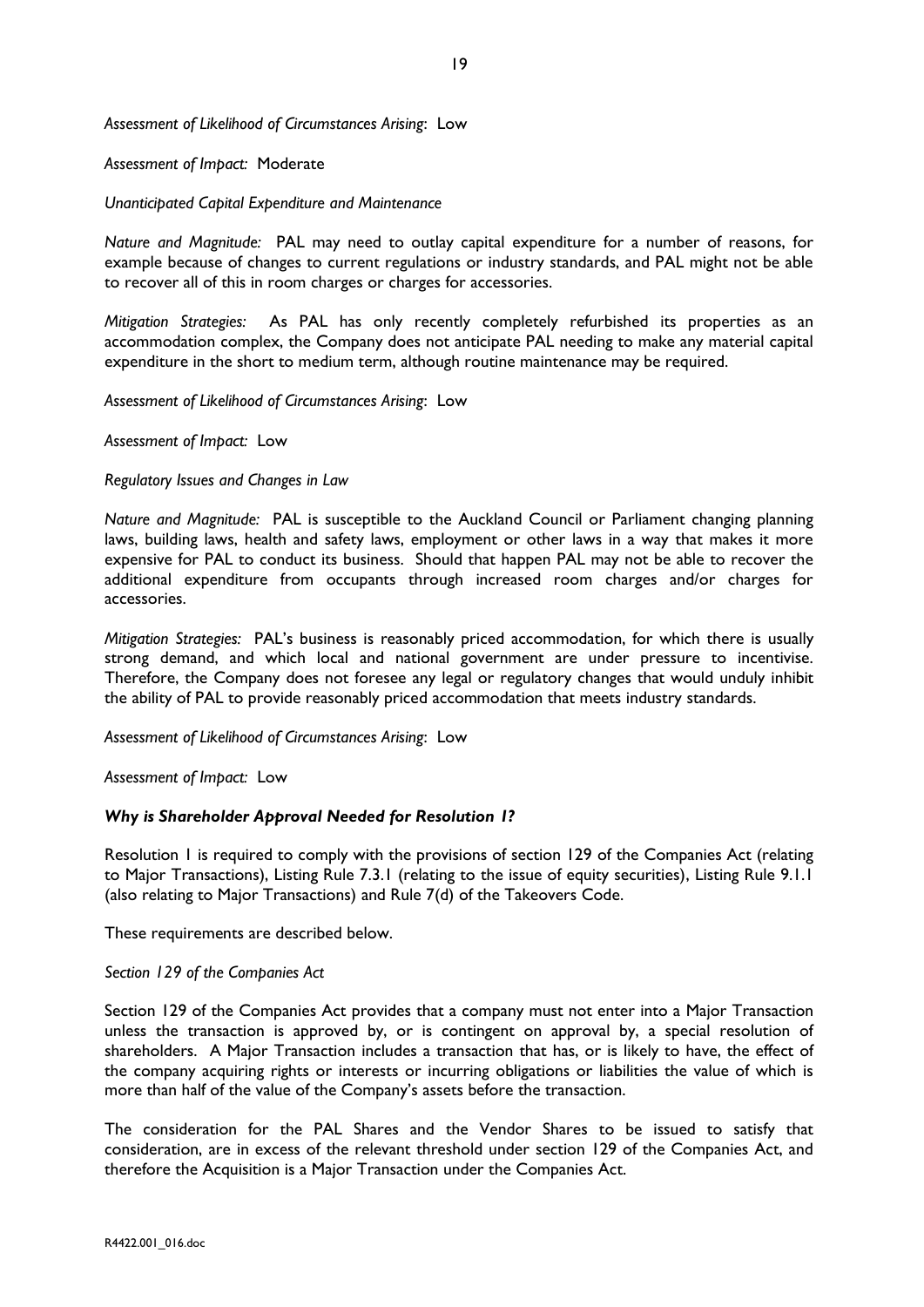*Assessment of Likelihood of Circumstances Arising*: Low

*Assessment of Impact:* Moderate

*Unanticipated Capital Expenditure and Maintenance*

*Nature and Magnitude:* PAL may need to outlay capital expenditure for a number of reasons, for example because of changes to current regulations or industry standards, and PAL might not be able to recover all of this in room charges or charges for accessories.

*Mitigation Strategies:* As PAL has only recently completely refurbished its properties as an accommodation complex, the Company does not anticipate PAL needing to make any material capital expenditure in the short to medium term, although routine maintenance may be required.

*Assessment of Likelihood of Circumstances Arising*: Low

*Assessment of Impact:* Low

*Regulatory Issues and Changes in Law*

*Nature and Magnitude:* PAL is susceptible to the Auckland Council or Parliament changing planning laws, building laws, health and safety laws, employment or other laws in a way that makes it more expensive for PAL to conduct its business. Should that happen PAL may not be able to recover the additional expenditure from occupants through increased room charges and/or charges for accessories.

*Mitigation Strategies:* PAL's business is reasonably priced accommodation, for which there is usually strong demand, and which local and national government are under pressure to incentivise. Therefore, the Company does not foresee any legal or regulatory changes that would unduly inhibit the ability of PAL to provide reasonably priced accommodation that meets industry standards.

*Assessment of Likelihood of Circumstances Arising*: Low

*Assessment of Impact:* Low

### *Why is Shareholder Approval Needed for Resolution 1?*

Resolution 1 is required to comply with the provisions of section 129 of the Companies Act (relating to Major Transactions), Listing Rule 7.3.1 (relating to the issue of equity securities), Listing Rule 9.1.1 (also relating to Major Transactions) and Rule 7(d) of the Takeovers Code.

These requirements are described below.

*Section 129 of the Companies Act*

Section 129 of the Companies Act provides that a company must not enter into a Major Transaction unless the transaction is approved by, or is contingent on approval by, a special resolution of shareholders. A Major Transaction includes a transaction that has, or is likely to have, the effect of the company acquiring rights or interests or incurring obligations or liabilities the value of which is more than half of the value of the Company's assets before the transaction.

The consideration for the PAL Shares and the Vendor Shares to be issued to satisfy that consideration, are in excess of the relevant threshold under section 129 of the Companies Act, and therefore the Acquisition is a Major Transaction under the Companies Act.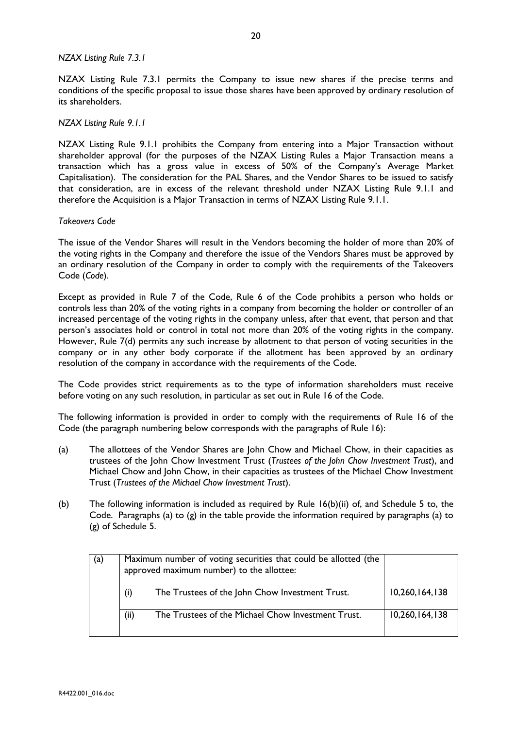*NZAX Listing Rule 7.3.1*

NZAX Listing Rule 7.3.1 permits the Company to issue new shares if the precise terms and conditions of the specific proposal to issue those shares have been approved by ordinary resolution of its shareholders.

*NZAX Listing Rule 9.1.1*

NZAX Listing Rule 9.1.1 prohibits the Company from entering into a Major Transaction without shareholder approval (for the purposes of the NZAX Listing Rules a Major Transaction means a transaction which has a gross value in excess of 50% of the Company's Average Market Capitalisation). The consideration for the PAL Shares, and the Vendor Shares to be issued to satisfy that consideration, are in excess of the relevant threshold under NZAX Listing Rule 9.1.1 and therefore the Acquisition is a Major Transaction in terms of NZAX Listing Rule 9.1.1.

*Takeovers Code*

The issue of the Vendor Shares will result in the Vendors becoming the holder of more than 20% of the voting rights in the Company and therefore the issue of the Vendors Shares must be approved by an ordinary resolution of the Company in order to comply with the requirements of the Takeovers Code (*Code*).

Except as provided in Rule 7 of the Code, Rule 6 of the Code prohibits a person who holds or controls less than 20% of the voting rights in a company from becoming the holder or controller of an increased percentage of the voting rights in the company unless, after that event, that person and that person's associates hold or control in total not more than 20% of the voting rights in the company. However, Rule 7(d) permits any such increase by allotment to that person of voting securities in the company or in any other body corporate if the allotment has been approved by an ordinary resolution of the company in accordance with the requirements of the Code.

The Code provides strict requirements as to the type of information shareholders must receive before voting on any such resolution, in particular as set out in Rule 16 of the Code.

The following information is provided in order to comply with the requirements of Rule 16 of the Code (the paragraph numbering below corresponds with the paragraphs of Rule 16):

(a) The allottees of the Vendor Shares are John Chow and Michael Chow, in their capacities as trustees of the John Chow Investment Trust (*Trustees of the John Chow Investment Trust*), and Michael Chow and John Chow, in their capacities as trustees of the Michael Chow Investment Trust (*Trustees of the Michael Chow Investment Trust*).

(b) The following information is included as required by Rule 16(b)(ii) of, and Schedule 5 to, the Code. Paragraphs (a) to (g) in the table provide the information required by paragraphs (a) to (g) of Schedule 5.

| | | | |
|---|---|---|---|
| (a) | Maximum number of voting securities that could be allotted (the approved maximum number) to the allottee: | | |
| | (i) | The Trustees of the John Chow Investment Trust. | 10,260,164,138 |
| | (ii) | The Trustees of the Michael Chow Investment Trust. | 10,260,164,138 |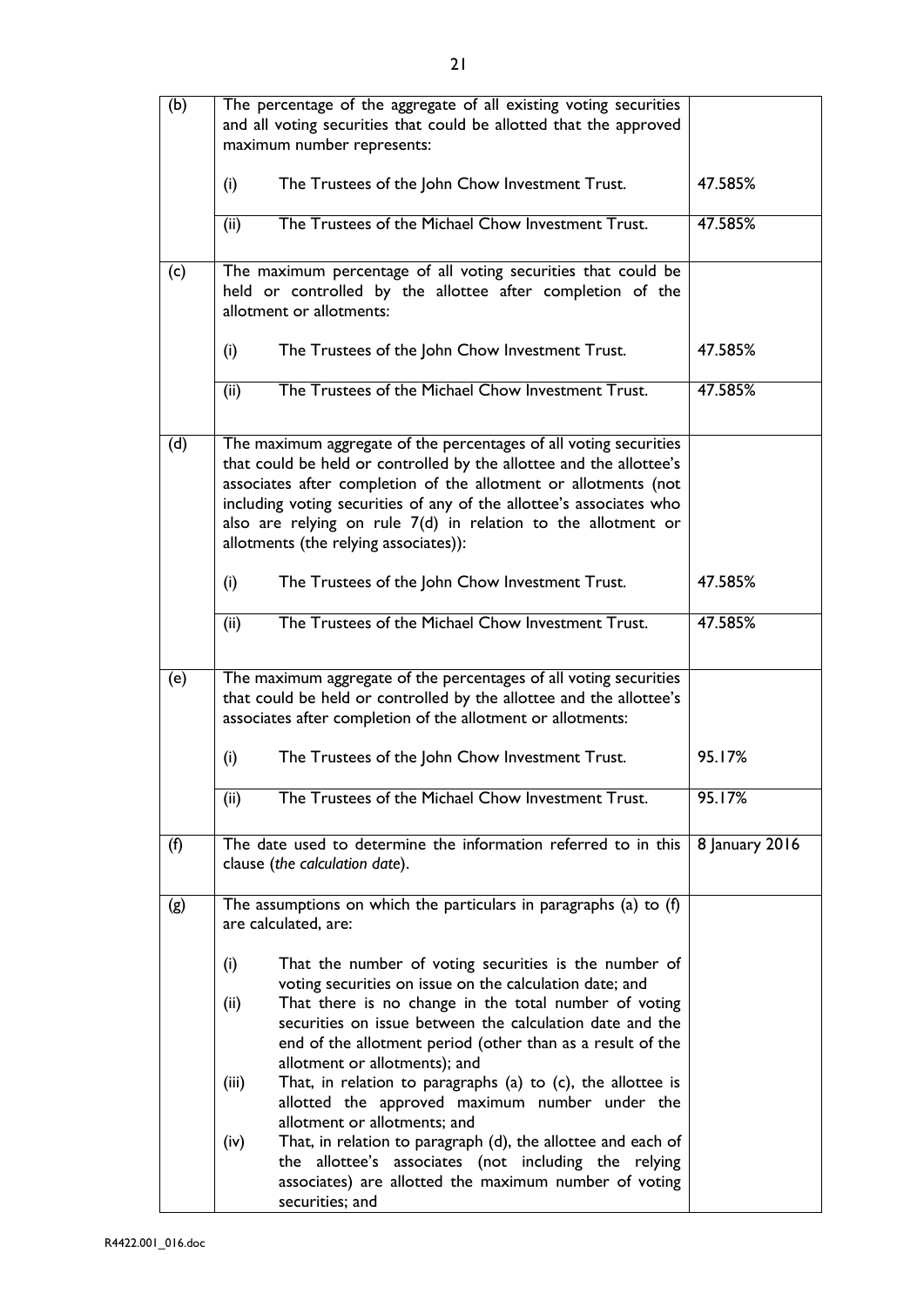| | | |
|---|---|---|
| (b) | The percentage of the aggregate of all existing voting securities and all voting securities that could be allotted that the approved maximum number represents: | |
| | (i) The Trustees of the John Chow Investment Trust. | 47.585% |
| | (ii) The Trustees of the Michael Chow Investment Trust. | 47.585% |
| (c) | The maximum percentage of all voting securities that could be held or controlled by the allottee after completion of the allotment or allotments: | |
| | (i) The Trustees of the John Chow Investment Trust. | 47.585% |
| | (ii) The Trustees of the Michael Chow Investment Trust. | 47.585% |
| (d) | The maximum aggregate of the percentages of all voting securities that could be held or controlled by the allottee and the allottee's associates after completion of the allotment or allotments (not including voting securities of any of the allottee's associates who also are relying on rule 7(d) in relation to the allotment or allotments (the relying associates)): | |
| | (i) The Trustees of the John Chow Investment Trust. | 47.585% |
| | (ii) The Trustees of the Michael Chow Investment Trust. | 47.585% |
| (e) | The maximum aggregate of the percentages of all voting securities that could be held or controlled by the allottee and the allottee's associates after completion of the allotment or allotments: | |
| | (i) The Trustees of the John Chow Investment Trust. | 95.17% |
| | (ii) The Trustees of the Michael Chow Investment Trust. | 95.17% |
| (f) | The date used to determine the information referred to in this clause (*the calculation date*). | 8 January 2016 |
| (g) | The assumptions on which the particulars in paragraphs (a) to (f) are calculated, are:<br><br>(i) That the number of voting securities is the number of voting securities on issue on the calculation date; and<br>(ii) That there is no change in the total number of voting securities on issue between the calculation date and the end of the allotment period (other than as a result of the allotment or allotments); and<br>(iii) That, in relation to paragraphs (a) to (c), the allottee is allotted the approved maximum number under the allotment or allotments; and<br>(iv) That, in relation to paragraph (d), the allottee and each of the allottee's associates (not including the relying associates) are allotted the maximum number of voting securities; and | |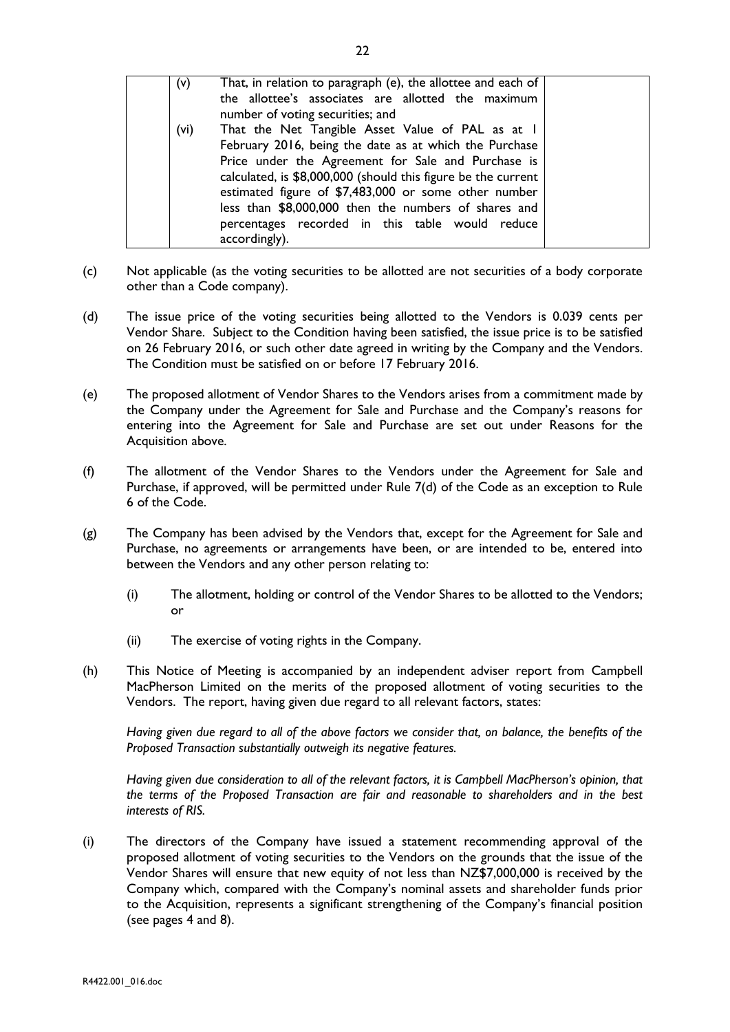| | | |
|---|---|---|
| | (v) That, in relation to paragraph (e), the allottee and each of the allottee's associates are allotted the maximum number of voting securities; and<br>(vi) That the Net Tangible Asset Value of PAL as at 1 February 2016, being the date as at which the Purchase Price under the Agreement for Sale and Purchase is calculated, is $8,000,000 (should this figure be the current estimated figure of $7,483,000 or some other number less than $8,000,000 then the numbers of shares and percentages recorded in this table would reduce accordingly). | |

(c) Not applicable (as the voting securities to be allotted are not securities of a body corporate other than a Code company).

(d) The issue price of the voting securities being allotted to the Vendors is 0.039 cents per Vendor Share. Subject to the Condition having been satisfied, the issue price is to be satisfied on 26 February 2016, or such other date agreed in writing by the Company and the Vendors. The Condition must be satisfied on or before 17 February 2016.

(e) The proposed allotment of Vendor Shares to the Vendors arises from a commitment made by the Company under the Agreement for Sale and Purchase and the Company's reasons for entering into the Agreement for Sale and Purchase are set out under Reasons for the Acquisition above.

(f) The allotment of the Vendor Shares to the Vendors under the Agreement for Sale and Purchase, if approved, will be permitted under Rule 7(d) of the Code as an exception to Rule 6 of the Code.

(g) The Company has been advised by the Vendors that, except for the Agreement for Sale and Purchase, no agreements or arrangements have been, or are intended to be, entered into between the Vendors and any other person relating to:

   (i) The allotment, holding or control of the Vendor Shares to be allotted to the Vendors; or

   (ii) The exercise of voting rights in the Company.

(h) This Notice of Meeting is accompanied by an independent adviser report from Campbell MacPherson Limited on the merits of the proposed allotment of voting securities to the Vendors. The report, having given due regard to all relevant factors, states:

   *Having given due regard to all of the above factors we consider that, on balance, the benefits of the Proposed Transaction substantially outweigh its negative features.*

   *Having given due consideration to all of the relevant factors, it is Campbell MacPherson's opinion, that the terms of the Proposed Transaction are fair and reasonable to shareholders and in the best interests of RIS.*

(i) The directors of the Company have issued a statement recommending approval of the proposed allotment of voting securities to the Vendors on the grounds that the issue of the Vendor Shares will ensure that new equity of not less than NZ$7,000,000 is received by the Company which, compared with the Company's nominal assets and shareholder funds prior to the Acquisition, represents a significant strengthening of the Company's financial position (see pages 4 and 8).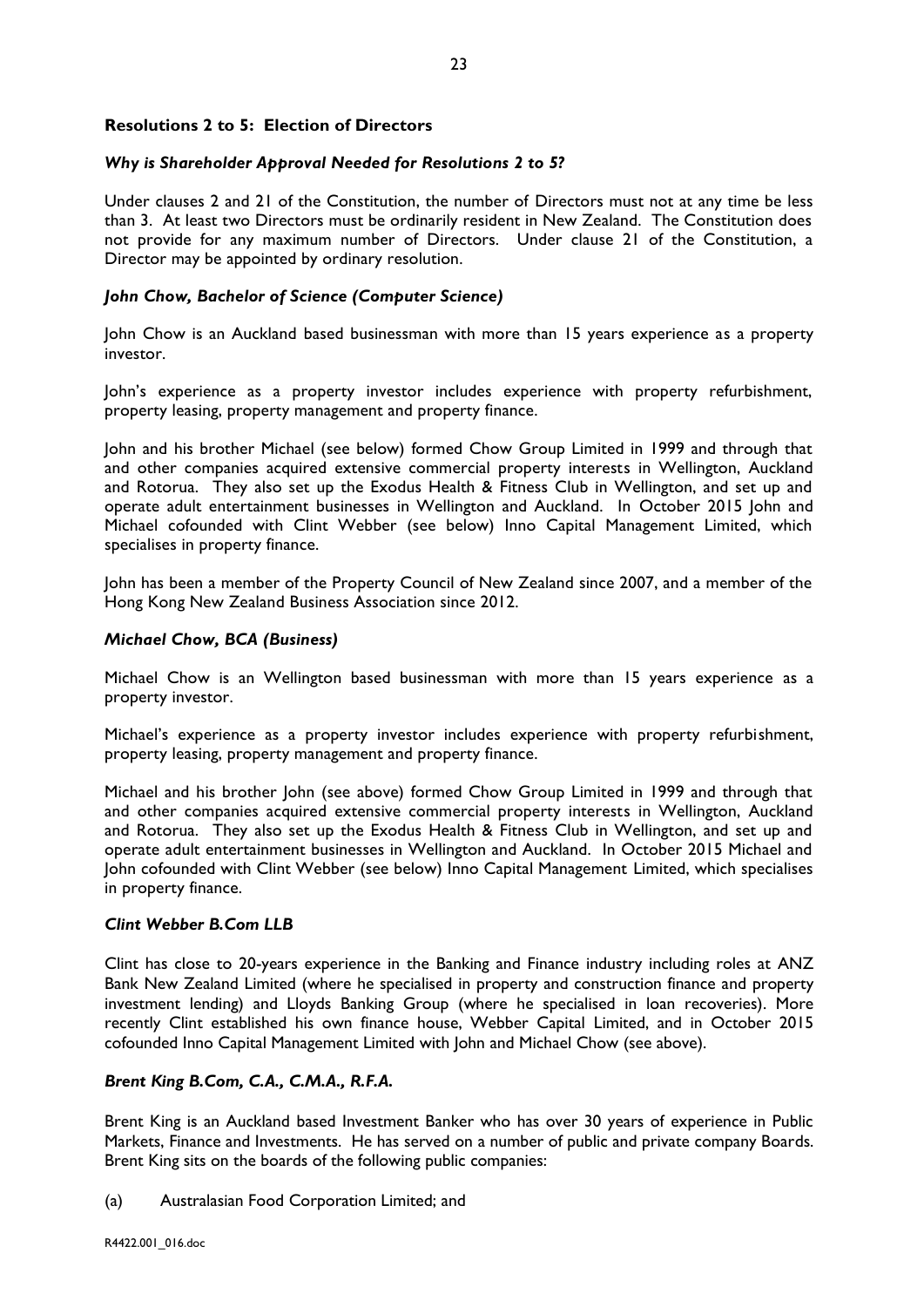**Resolutions 2 to 5: Election of Directors**

***Why is Shareholder Approval Needed for Resolutions 2 to 5?***

Under clauses 2 and 21 of the Constitution, the number of Directors must not at any time be less than 3. At least two Directors must be ordinarily resident in New Zealand. The Constitution does not provide for any maximum number of Directors. Under clause 21 of the Constitution, a Director may be appointed by ordinary resolution.

***John Chow, Bachelor of Science (Computer Science)***

John Chow is an Auckland based businessman with more than 15 years experience as a property investor.

John's experience as a property investor includes experience with property refurbishment, property leasing, property management and property finance.

John and his brother Michael (see below) formed Chow Group Limited in 1999 and through that and other companies acquired extensive commercial property interests in Wellington, Auckland and Rotorua. They also set up the Exodus Health & Fitness Club in Wellington, and set up and operate adult entertainment businesses in Wellington and Auckland. In October 2015 John and Michael cofounded with Clint Webber (see below) Inno Capital Management Limited, which specialises in property finance.

John has been a member of the Property Council of New Zealand since 2007, and a member of the Hong Kong New Zealand Business Association since 2012.

***Michael Chow, BCA (Business)***

Michael Chow is an Wellington based businessman with more than 15 years experience as a property investor.

Michael's experience as a property investor includes experience with property refurbishment, property leasing, property management and property finance.

Michael and his brother John (see above) formed Chow Group Limited in 1999 and through that and other companies acquired extensive commercial property interests in Wellington, Auckland and Rotorua. They also set up the Exodus Health & Fitness Club in Wellington, and set up and operate adult entertainment businesses in Wellington and Auckland. In October 2015 Michael and John cofounded with Clint Webber (see below) Inno Capital Management Limited, which specialises in property finance.

***Clint Webber B.Com LLB***

Clint has close to 20-years experience in the Banking and Finance industry including roles at ANZ Bank New Zealand Limited (where he specialised in property and construction finance and property investment lending) and Lloyds Banking Group (where he specialised in loan recoveries). More recently Clint established his own finance house, Webber Capital Limited, and in October 2015 cofounded Inno Capital Management Limited with John and Michael Chow (see above).

***Brent King B.Com, C.A., C.M.A., R.F.A.***

Brent King is an Auckland based Investment Banker who has over 30 years of experience in Public Markets, Finance and Investments. He has served on a number of public and private company Boards. Brent King sits on the boards of the following public companies:

(a) Australasian Food Corporation Limited; and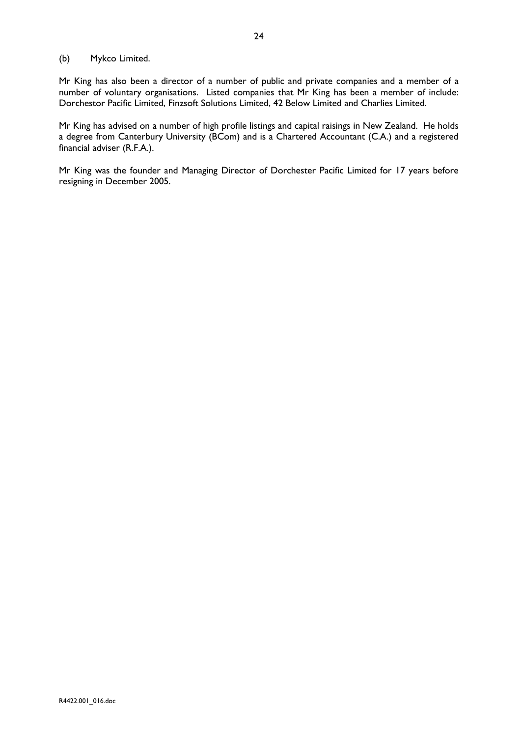(b) Mykco Limited.

Mr King has also been a director of a number of public and private companies and a member of a number of voluntary organisations. Listed companies that Mr King has been a member of include: Dorchestor Pacific Limited, Finzsoft Solutions Limited, 42 Below Limited and Charlies Limited.

Mr King has advised on a number of high profile listings and capital raisings in New Zealand. He holds a degree from Canterbury University (BCom) and is a Chartered Accountant (C.A.) and a registered financial adviser (R.F.A.).

Mr King was the founder and Managing Director of Dorchester Pacific Limited for 17 years before resigning in December 2005.

R4422.001_016.doc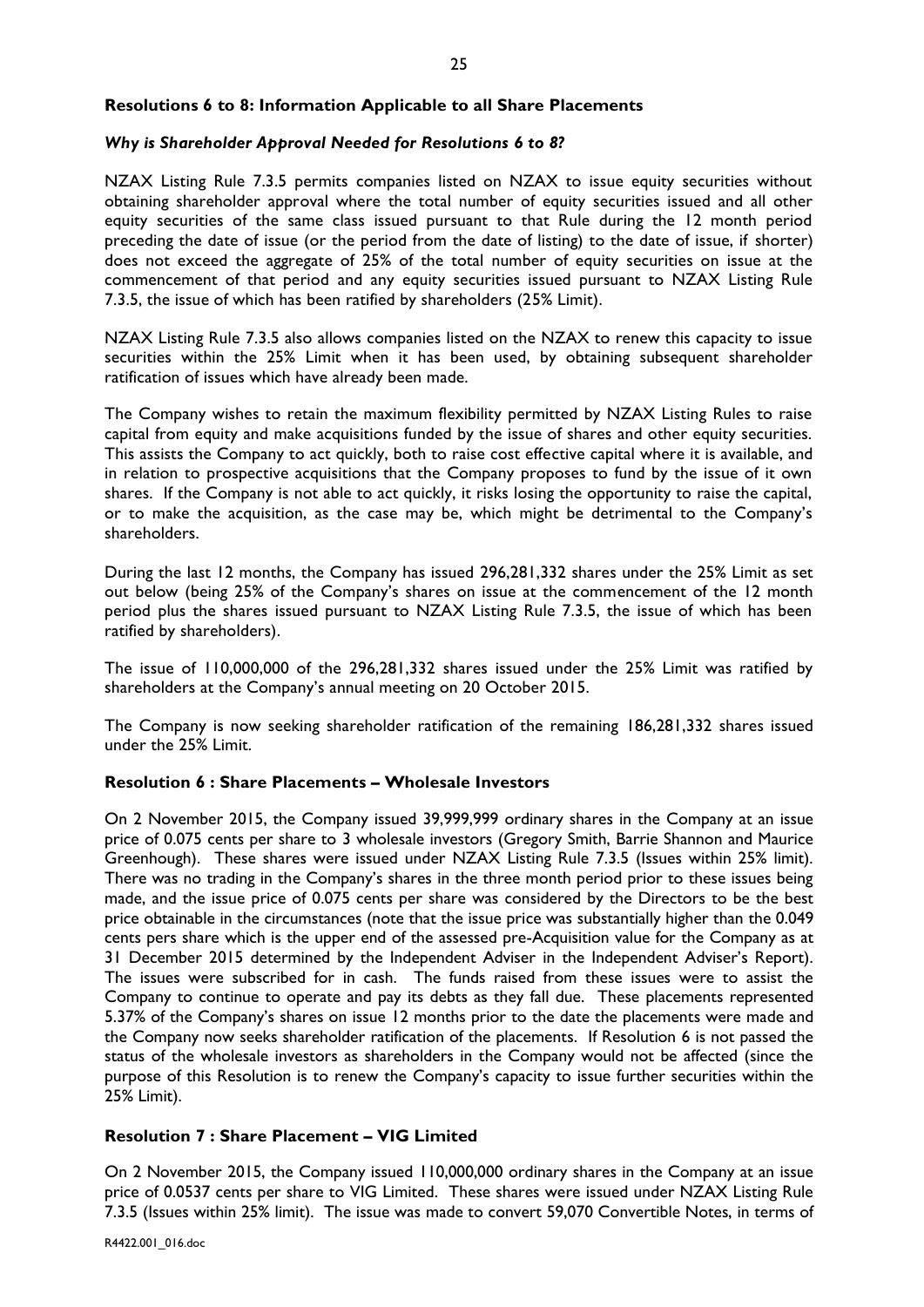**Resolutions 6 to 8: Information Applicable to all Share Placements**

***Why is Shareholder Approval Needed for Resolutions 6 to 8?***

NZAX Listing Rule 7.3.5 permits companies listed on NZAX to issue equity securities without obtaining shareholder approval where the total number of equity securities issued and all other equity securities of the same class issued pursuant to that Rule during the 12 month period preceding the date of issue (or the period from the date of listing) to the date of issue, if shorter) does not exceed the aggregate of 25% of the total number of equity securities on issue at the commencement of that period and any equity securities issued pursuant to NZAX Listing Rule 7.3.5, the issue of which has been ratified by shareholders (25% Limit).

NZAX Listing Rule 7.3.5 also allows companies listed on the NZAX to renew this capacity to issue securities within the 25% Limit when it has been used, by obtaining subsequent shareholder ratification of issues which have already been made.

The Company wishes to retain the maximum flexibility permitted by NZAX Listing Rules to raise capital from equity and make acquisitions funded by the issue of shares and other equity securities. This assists the Company to act quickly, both to raise cost effective capital where it is available, and in relation to prospective acquisitions that the Company proposes to fund by the issue of it own shares. If the Company is not able to act quickly, it risks losing the opportunity to raise the capital, or to make the acquisition, as the case may be, which might be detrimental to the Company's shareholders.

During the last 12 months, the Company has issued 296,281,332 shares under the 25% Limit as set out below (being 25% of the Company's shares on issue at the commencement of the 12 month period plus the shares issued pursuant to NZAX Listing Rule 7.3.5, the issue of which has been ratified by shareholders).

The issue of 110,000,000 of the 296,281,332 shares issued under the 25% Limit was ratified by shareholders at the Company's annual meeting on 20 October 2015.

The Company is now seeking shareholder ratification of the remaining 186,281,332 shares issued under the 25% Limit.

**Resolution 6 : Share Placements – Wholesale Investors**

On 2 November 2015, the Company issued 39,999,999 ordinary shares in the Company at an issue price of 0.075 cents per share to 3 wholesale investors (Gregory Smith, Barrie Shannon and Maurice Greenhough). These shares were issued under NZAX Listing Rule 7.3.5 (Issues within 25% limit). There was no trading in the Company's shares in the three month period prior to these issues being made, and the issue price of 0.075 cents per share was considered by the Directors to be the best price obtainable in the circumstances (note that the issue price was substantially higher than the 0.049 cents pers share which is the upper end of the assessed pre-Acquisition value for the Company as at 31 December 2015 determined by the Independent Adviser in the Independent Adviser's Report). The issues were subscribed for in cash. The funds raised from these issues were to assist the Company to continue to operate and pay its debts as they fall due. These placements represented 5.37% of the Company's shares on issue 12 months prior to the date the placements were made and the Company now seeks shareholder ratification of the placements. If Resolution 6 is not passed the status of the wholesale investors as shareholders in the Company would not be affected (since the purpose of this Resolution is to renew the Company's capacity to issue further securities within the 25% Limit).

**Resolution 7 : Share Placement – VIG Limited**

On 2 November 2015, the Company issued 110,000,000 ordinary shares in the Company at an issue price of 0.0537 cents per share to VIG Limited. These shares were issued under NZAX Listing Rule 7.3.5 (Issues within 25% limit). The issue was made to convert 59,070 Convertible Notes, in terms of

R4422.001_016.doc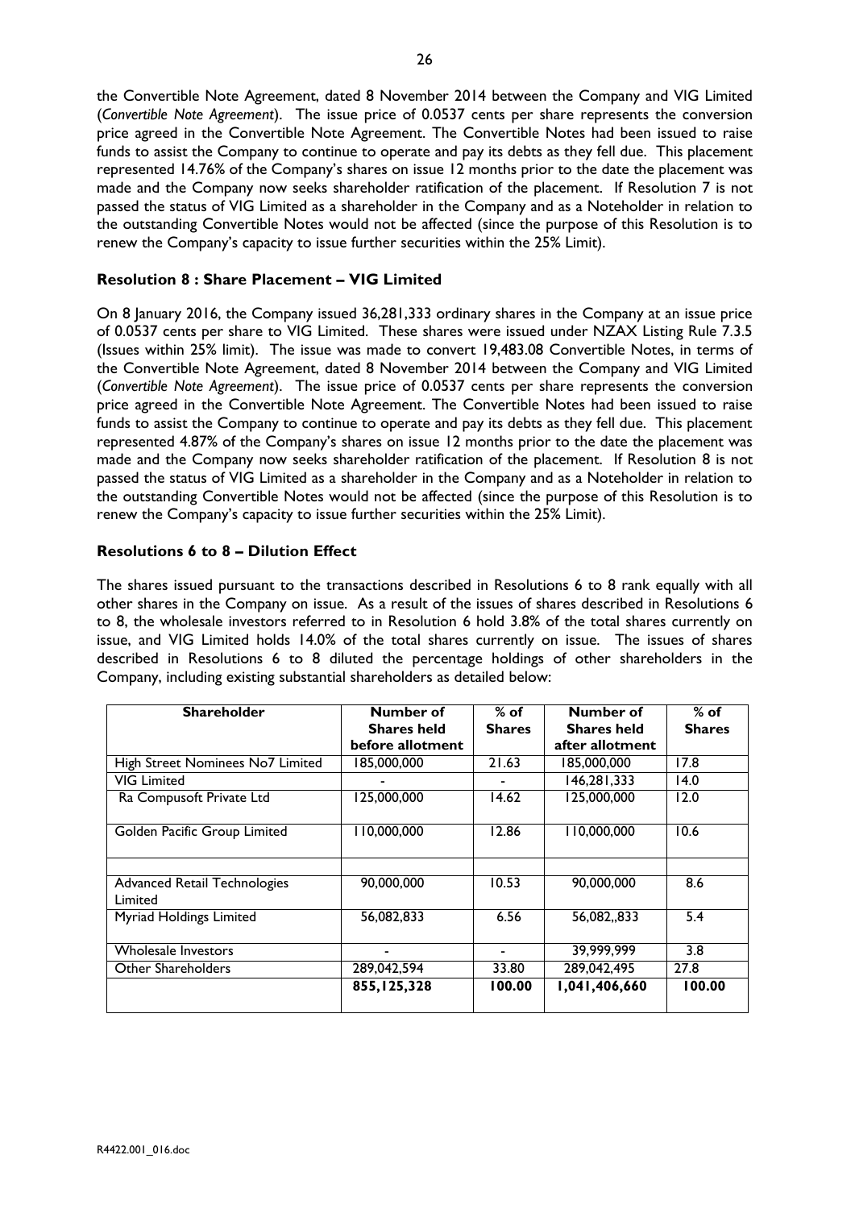the Convertible Note Agreement, dated 8 November 2014 between the Company and VIG Limited (*Convertible Note Agreement*). The issue price of 0.0537 cents per share represents the conversion price agreed in the Convertible Note Agreement. The Convertible Notes had been issued to raise funds to assist the Company to continue to operate and pay its debts as they fell due. This placement represented 14.76% of the Company's shares on issue 12 months prior to the date the placement was made and the Company now seeks shareholder ratification of the placement. If Resolution 7 is not passed the status of VIG Limited as a shareholder in the Company and as a Noteholder in relation to the outstanding Convertible Notes would not be affected (since the purpose of this Resolution is to renew the Company's capacity to issue further securities within the 25% Limit).

### Resolution 8 : Share Placement – VIG Limited

On 8 January 2016, the Company issued 36,281,333 ordinary shares in the Company at an issue price of 0.0537 cents per share to VIG Limited. These shares were issued under NZAX Listing Rule 7.3.5 (Issues within 25% limit). The issue was made to convert 19,483.08 Convertible Notes, in terms of the Convertible Note Agreement, dated 8 November 2014 between the Company and VIG Limited (*Convertible Note Agreement*). The issue price of 0.0537 cents per share represents the conversion price agreed in the Convertible Note Agreement. The Convertible Notes had been issued to raise funds to assist the Company to continue to operate and pay its debts as they fell due. This placement represented 4.87% of the Company's shares on issue 12 months prior to the date the placement was made and the Company now seeks shareholder ratification of the placement. If Resolution 8 is not passed the status of VIG Limited as a shareholder in the Company and as a Noteholder in relation to the outstanding Convertible Notes would not be affected (since the purpose of this Resolution is to renew the Company's capacity to issue further securities within the 25% Limit).

### Resolutions 6 to 8 – Dilution Effect

The shares issued pursuant to the transactions described in Resolutions 6 to 8 rank equally with all other shares in the Company on issue. As a result of the issues of shares described in Resolutions 6 to 8, the wholesale investors referred to in Resolution 6 hold 3.8% of the total shares currently on issue, and VIG Limited holds 14.0% of the total shares currently on issue. The issues of shares described in Resolutions 6 to 8 diluted the percentage holdings of other shareholders in the Company, including existing substantial shareholders as detailed below:

| Shareholder | Number of Shares held before allotment | % of Shares | Number of Shares held after allotment | % of Shares |
|---|---|---|---|---|
| High Street Nominees No7 Limited | 185,000,000 | 21.63 | 185,000,000 | 17.8 |
| VIG Limited | - | - | 146,281,333 | 14.0 |
| Ra Compusoft Private Ltd | 125,000,000 | 14.62 | 125,000,000 | 12.0 |
| Golden Pacific Group Limited | 110,000,000 | 12.86 | 110,000,000 | 10.6 |
| | | | | |
| Advanced Retail Technologies Limited | 90,000,000 | 10.53 | 90,000,000 | 8.6 |
| Myriad Holdings Limited | 56,082,833 | 6.56 | 56,082,,833 | 5.4 |
| Wholesale Investors | - | - | 39,999,999 | 3.8 |
| Other Shareholders | 289,042,594 | 33.80 | 289,042,495 | 27.8 |
| | **855,125,328** | **100.00** | **1,041,406,660** | **100.00** |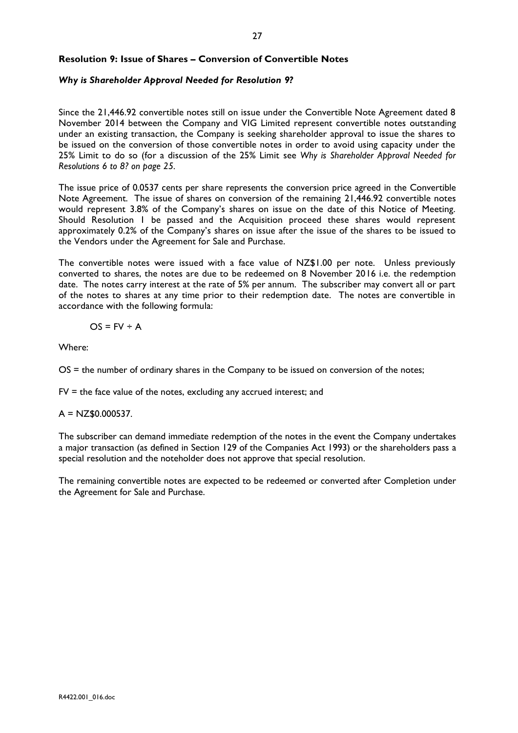**Resolution 9: Issue of Shares – Conversion of Convertible Notes**

***Why is Shareholder Approval Needed for Resolution 9?***

Since the 21,446.92 convertible notes still on issue under the Convertible Note Agreement dated 8 November 2014 between the Company and VIG Limited represent convertible notes outstanding under an existing transaction, the Company is seeking shareholder approval to issue the shares to be issued on the conversion of those convertible notes in order to avoid using capacity under the 25% Limit to do so (for a discussion of the 25% Limit see *Why is Shareholder Approval Needed for Resolutions 6 to 8? on page 25*.

The issue price of 0.0537 cents per share represents the conversion price agreed in the Convertible Note Agreement. The issue of shares on conversion of the remaining 21,446.92 convertible notes would represent 3.8% of the Company's shares on issue on the date of this Notice of Meeting. Should Resolution 1 be passed and the Acquisition proceed these shares would represent approximately 0.2% of the Company's shares on issue after the issue of the shares to be issued to the Vendors under the Agreement for Sale and Purchase.

The convertible notes were issued with a face value of NZ$1.00 per note. Unless previously converted to shares, the notes are due to be redeemed on 8 November 2016 i.e. the redemption date. The notes carry interest at the rate of 5% per annum. The subscriber may convert all or part of the notes to shares at any time prior to their redemption date. The notes are convertible in accordance with the following formula:

$$OS = FV \div A$$

Where:

OS = the number of ordinary shares in the Company to be issued on conversion of the notes;

FV = the face value of the notes, excluding any accrued interest; and

A = NZ$0.000537.

The subscriber can demand immediate redemption of the notes in the event the Company undertakes a major transaction (as defined in Section 129 of the Companies Act 1993) or the shareholders pass a special resolution and the noteholder does not approve that special resolution.

The remaining convertible notes are expected to be redeemed or converted after Completion under the Agreement for Sale and Purchase.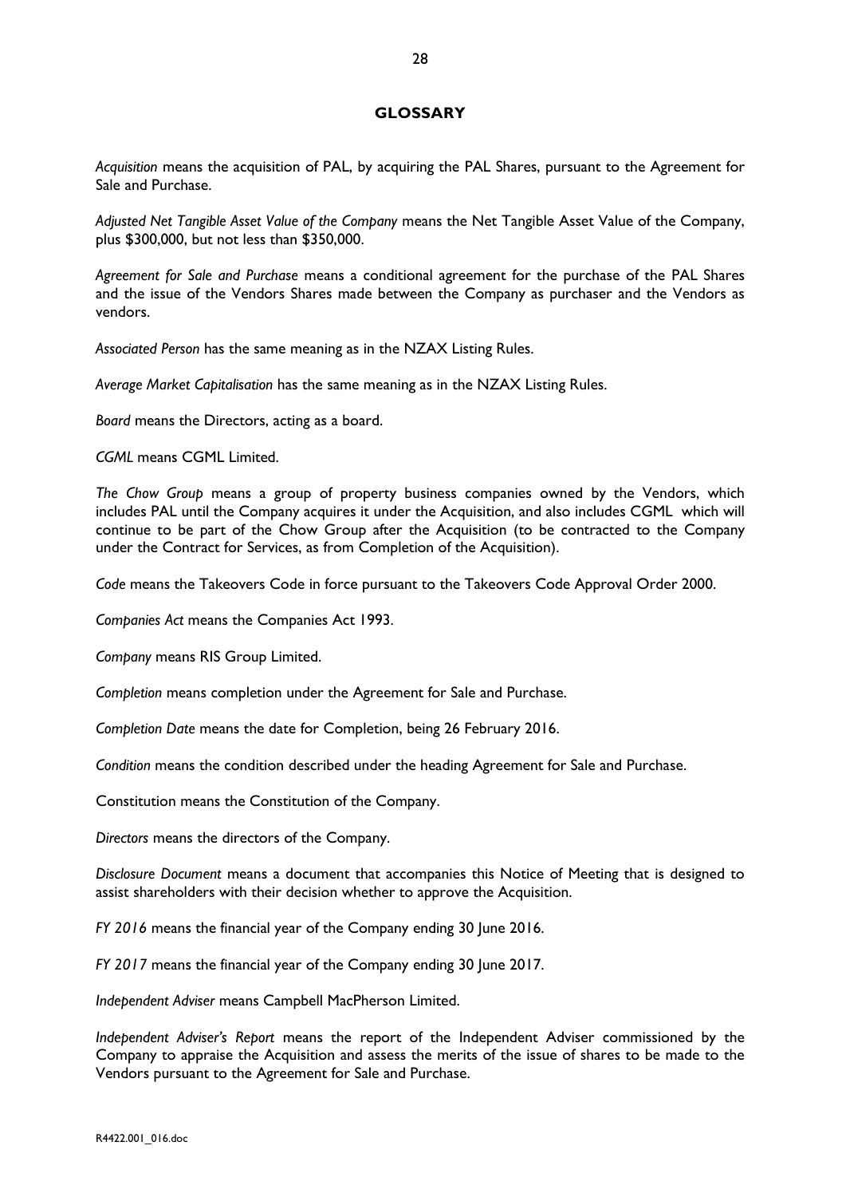## GLOSSARY

*Acquisition* means the acquisition of PAL, by acquiring the PAL Shares, pursuant to the Agreement for Sale and Purchase.

*Adjusted Net Tangible Asset Value of the Company* means the Net Tangible Asset Value of the Company, plus $300,000, but not less than $350,000.

*Agreement for Sale and Purchase* means a conditional agreement for the purchase of the PAL Shares and the issue of the Vendors Shares made between the Company as purchaser and the Vendors as vendors.

*Associated Person* has the same meaning as in the NZAX Listing Rules.

*Average Market Capitalisation* has the same meaning as in the NZAX Listing Rules.

*Board* means the Directors, acting as a board.

*CGML* means CGML Limited.

*The Chow Group* means a group of property business companies owned by the Vendors, which includes PAL until the Company acquires it under the Acquisition, and also includes CGML which will continue to be part of the Chow Group after the Acquisition (to be contracted to the Company under the Contract for Services, as from Completion of the Acquisition).

*Code* means the Takeovers Code in force pursuant to the Takeovers Code Approval Order 2000.

*Companies Act* means the Companies Act 1993.

*Company* means RIS Group Limited.

*Completion* means completion under the Agreement for Sale and Purchase.

*Completion Date* means the date for Completion, being 26 February 2016.

*Condition* means the condition described under the heading Agreement for Sale and Purchase.

Constitution means the Constitution of the Company.

*Directors* means the directors of the Company.

*Disclosure Document* means a document that accompanies this Notice of Meeting that is designed to assist shareholders with their decision whether to approve the Acquisition.

*FY 2016* means the financial year of the Company ending 30 June 2016.

*FY 2017* means the financial year of the Company ending 30 June 2017.

*Independent Adviser* means Campbell MacPherson Limited.

*Independent Adviser's Report* means the report of the Independent Adviser commissioned by the Company to appraise the Acquisition and assess the merits of the issue of shares to be made to the Vendors pursuant to the Agreement for Sale and Purchase.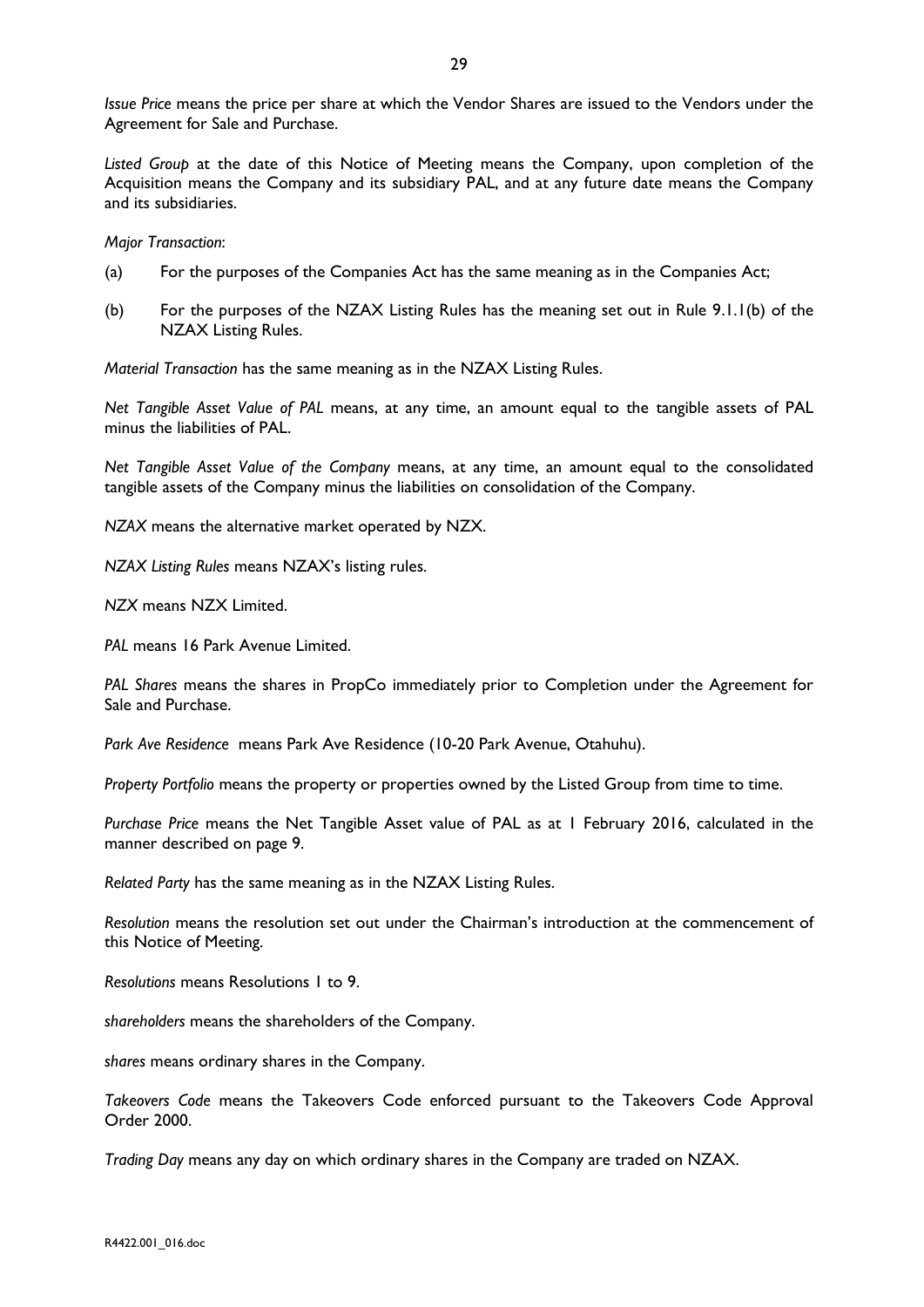*Issue Price* means the price per share at which the Vendor Shares are issued to the Vendors under the Agreement for Sale and Purchase.

*Listed Group* at the date of this Notice of Meeting means the Company, upon completion of the Acquisition means the Company and its subsidiary PAL, and at any future date means the Company and its subsidiaries.

*Major Transaction*:

(a) For the purposes of the Companies Act has the same meaning as in the Companies Act;

(b) For the purposes of the NZAX Listing Rules has the meaning set out in Rule 9.1.1(b) of the NZAX Listing Rules.

*Material Transaction* has the same meaning as in the NZAX Listing Rules.

*Net Tangible Asset Value of PAL* means, at any time, an amount equal to the tangible assets of PAL minus the liabilities of PAL.

*Net Tangible Asset Value of the Company* means, at any time, an amount equal to the consolidated tangible assets of the Company minus the liabilities on consolidation of the Company.

*NZAX* means the alternative market operated by NZX.

*NZAX Listing Rules* means NZAX's listing rules.

*NZX* means NZX Limited.

*PAL* means 16 Park Avenue Limited.

*PAL Shares* means the shares in PropCo immediately prior to Completion under the Agreement for Sale and Purchase.

*Park Ave Residence* means Park Ave Residence (10-20 Park Avenue, Otahuhu).

*Property Portfolio* means the property or properties owned by the Listed Group from time to time.

*Purchase Price* means the Net Tangible Asset value of PAL as at 1 February 2016, calculated in the manner described on page 9.

*Related Party* has the same meaning as in the NZAX Listing Rules.

*Resolution* means the resolution set out under the Chairman's introduction at the commencement of this Notice of Meeting.

*Resolutions* means Resolutions 1 to 9.

*shareholders* means the shareholders of the Company.

*shares* means ordinary shares in the Company.

*Takeovers Code* means the Takeovers Code enforced pursuant to the Takeovers Code Approval Order 2000.

*Trading Day* means any day on which ordinary shares in the Company are traded on NZAX.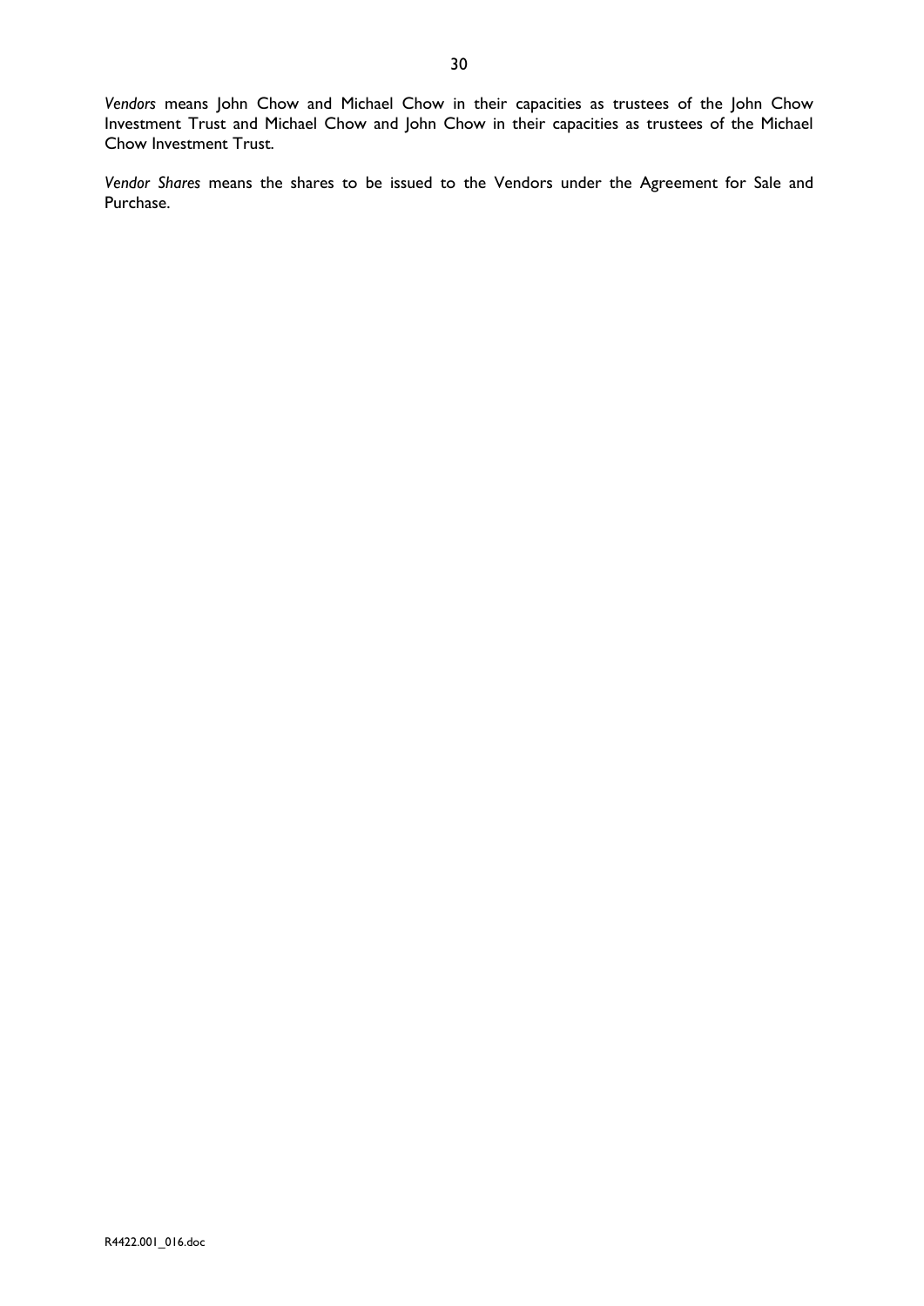*Vendors* means John Chow and Michael Chow in their capacities as trustees of the John Chow Investment Trust and Michael Chow and John Chow in their capacities as trustees of the Michael Chow Investment Trust.

*Vendor Shares* means the shares to be issued to the Vendors under the Agreement for Sale and Purchase.